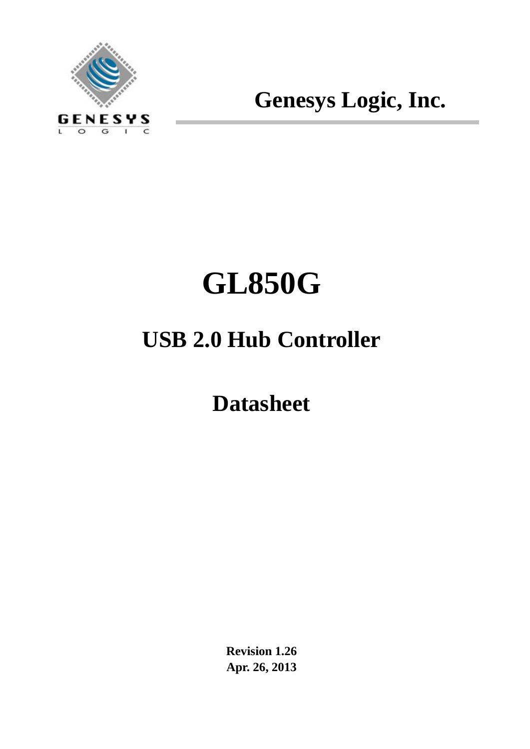**Genesys Logic, Inc.**

# GL850G

## USB 2.0 Hub Controller

## Datasheet

**Revision 1.26**
**Apr. 26, 2013**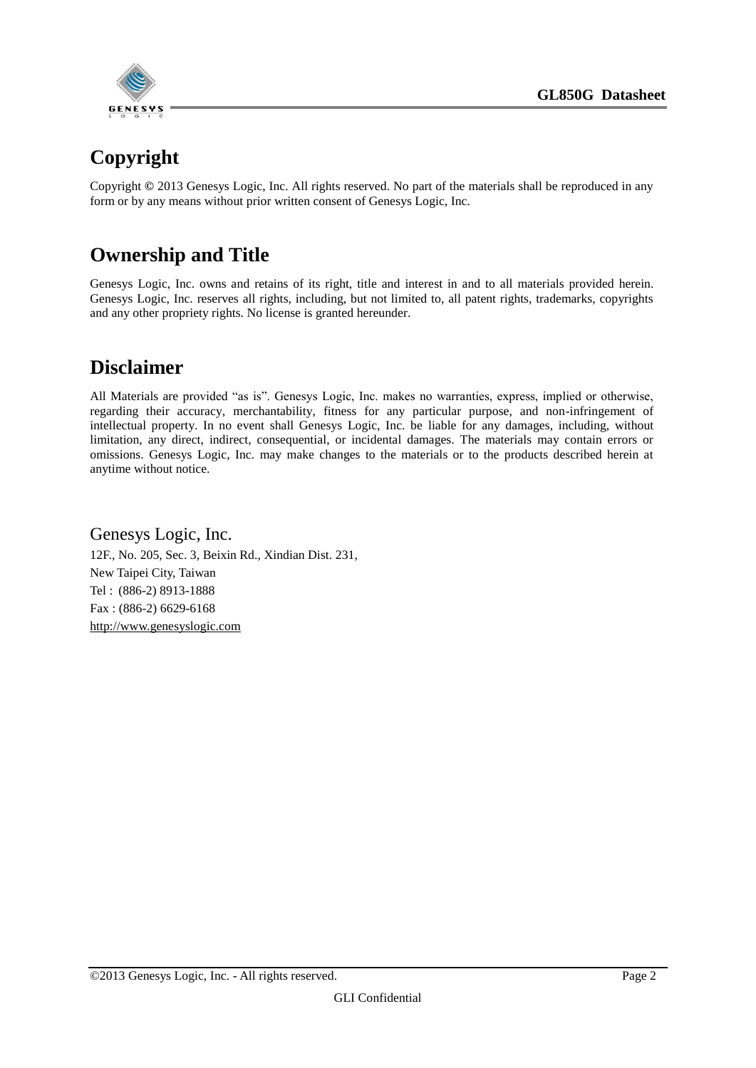## Copyright

Copyright © 2013 Genesys Logic, Inc. All rights reserved. No part of the materials shall be reproduced in any form or by any means without prior written consent of Genesys Logic, Inc.

## Ownership and Title

Genesys Logic, Inc. owns and retains of its right, title and interest in and to all materials provided herein. Genesys Logic, Inc. reserves all rights, including, but not limited to, all patent rights, trademarks, copyrights and any other propriety rights. No license is granted hereunder.

## Disclaimer

All Materials are provided "as is". Genesys Logic, Inc. makes no warranties, express, implied or otherwise, regarding their accuracy, merchantability, fitness for any particular purpose, and non-infringement of intellectual property. In no event shall Genesys Logic, Inc. be liable for any damages, including, without limitation, any direct, indirect, consequential, or incidental damages. The materials may contain errors or omissions. Genesys Logic, Inc. may make changes to the materials or to the products described herein at anytime without notice.

Genesys Logic, Inc.

12F., No. 205, Sec. 3, Beixin Rd., Xindian Dist. 231,
New Taipei City, Taiwan
Tel : (886-2) 8913-1888
Fax : (886-2) 6629-6168
http://www.genesyslogic.com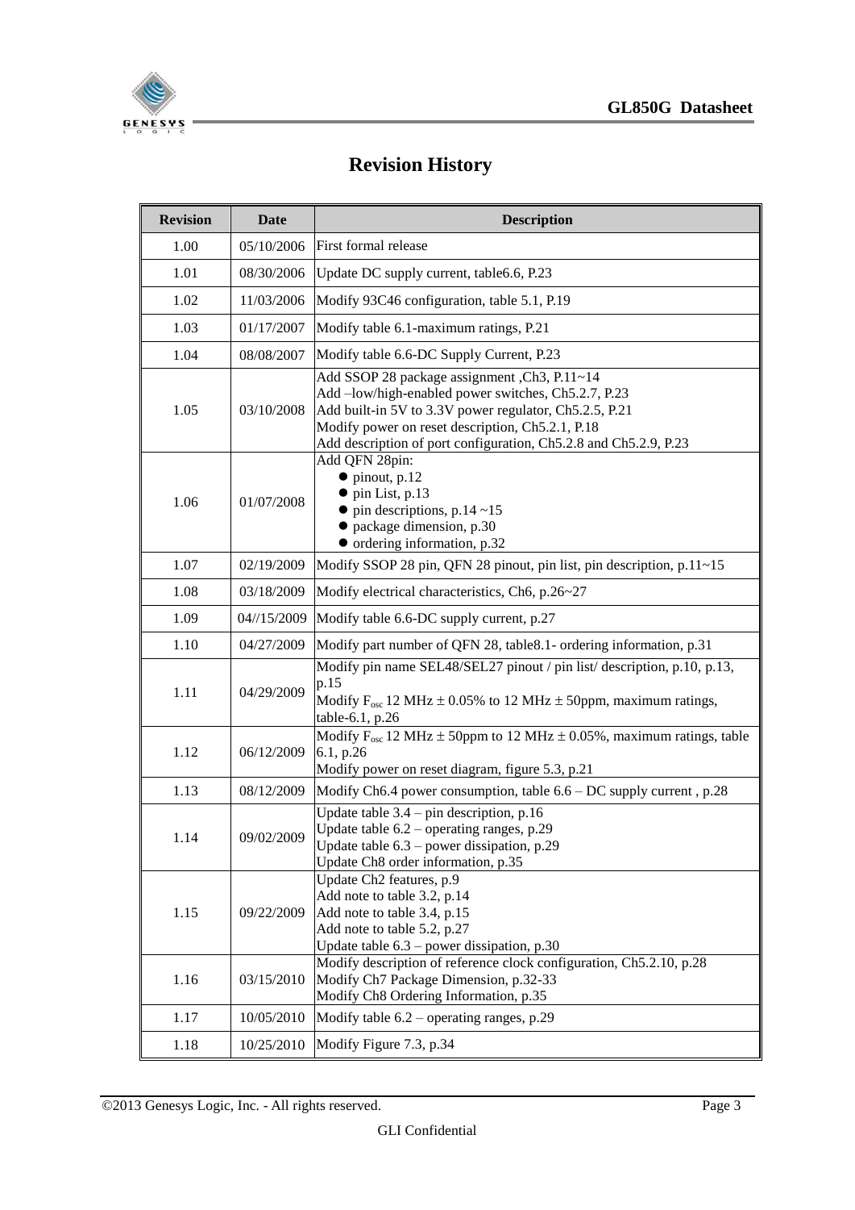# Revision History

| Revision | Date | Description |
|---|---|---|
| 1.00 | 05/10/2006 | First formal release |
| 1.01 | 08/30/2006 | Update DC supply current, table6.6, P.23 |
| 1.02 | 11/03/2006 | Modify 93C46 configuration, table 5.1, P.19 |
| 1.03 | 01/17/2007 | Modify table 6.1-maximum ratings, P.21 |
| 1.04 | 08/08/2007 | Modify table 6.6-DC Supply Current, P.23 |
| 1.05 | 03/10/2008 | Add SSOP 28 package assignment ,Ch3, P.11~14<br>Add –low/high-enabled power switches, Ch5.2.7, P.23<br>Add built-in 5V to 3.3V power regulator, Ch5.2.5, P.21<br>Modify power on reset description, Ch5.2.1, P.18<br>Add description of port configuration, Ch5.2.8 and Ch5.2.9, P.23 |
| 1.06 | 01/07/2008 | Add QFN 28pin:<br>● pinout, p.12<br>● pin List, p.13<br>● pin descriptions, p.14 ~15<br>● package dimension, p.30<br>● ordering information, p.32 |
| 1.07 | 02/19/2009 | Modify SSOP 28 pin, QFN 28 pinout, pin list, pin description, p.11~15 |
| 1.08 | 03/18/2009 | Modify electrical characteristics, Ch6, p.26~27 |
| 1.09 | 04//15/2009 | Modify table 6.6-DC supply current, p.27 |
| 1.10 | 04/27/2009 | Modify part number of QFN 28, table8.1- ordering information, p.31 |
| 1.11 | 04/29/2009 | Modify pin name SEL48/SEL27 pinout / pin list/ description, p.10, p.13, p.15<br>Modify $F_{osc}$ 12 MHz ± 0.05% to 12 MHz ± 50ppm, maximum ratings, table-6.1, p.26 |
| 1.12 | 06/12/2009 | Modify $F_{osc}$ 12 MHz ± 50ppm to 12 MHz ± 0.05%, maximum ratings, table 6.1, p.26<br>Modify power on reset diagram, figure 5.3, p.21 |
| 1.13 | 08/12/2009 | Modify Ch6.4 power consumption, table 6.6 – DC supply current , p.28 |
| 1.14 | 09/02/2009 | Update table 3.4 – pin description, p.16<br>Update table 6.2 – operating ranges, p.29<br>Update table 6.3 – power dissipation, p.29<br>Update Ch8 order information, p.35 |
| 1.15 | 09/22/2009 | Update Ch2 features, p.9<br>Add note to table 3.2, p.14<br>Add note to table 3.4, p.15<br>Add note to table 5.2, p.27<br>Update table 6.3 – power dissipation, p.30 |
| 1.16 | 03/15/2010 | Modify description of reference clock configuration, Ch5.2.10, p.28<br>Modify Ch7 Package Dimension, p.32-33<br>Modify Ch8 Ordering Information, p.35 |
| 1.17 | 10/05/2010 | Modify table 6.2 – operating ranges, p.29 |
| 1.18 | 10/25/2010 | Modify Figure 7.3, p.34 |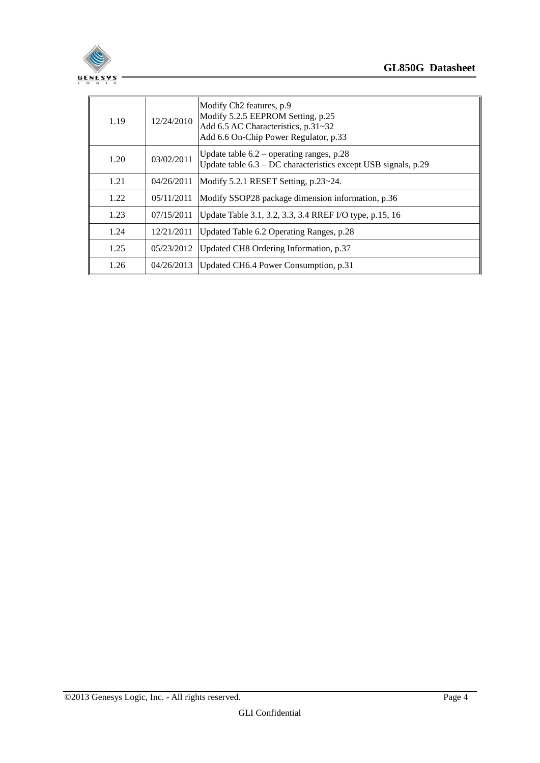| 1.19 | 12/24/2010 | Modify Ch2 features, p.9<br>Modify 5.2.5 EEPROM Setting, p.25<br>Add 6.5 AC Characteristics, p.31~32<br>Add 6.6 On-Chip Power Regulator, p.33 |
|---|---|---|
| 1.20 | 03/02/2011 | Update table 6.2 – operating ranges, p.28<br>Update table 6.3 – DC characteristics except USB signals, p.29 |
| 1.21 | 04/26/2011 | Modify 5.2.1 RESET Setting, p.23~24. |
| 1.22 | 05/11/2011 | Modify SSOP28 package dimension information, p.36 |
| 1.23 | 07/15/2011 | Update Table 3.1, 3.2, 3.3, 3.4 RREF I/O type, p.15, 16 |
| 1.24 | 12/21/2011 | Updated Table 6.2 Operating Ranges, p.28 |
| 1.25 | 05/23/2012 | Updated CH8 Ordering Information, p.37 |
| 1.26 | 04/26/2013 | Updated CH6.4 Power Consumption, p.31 |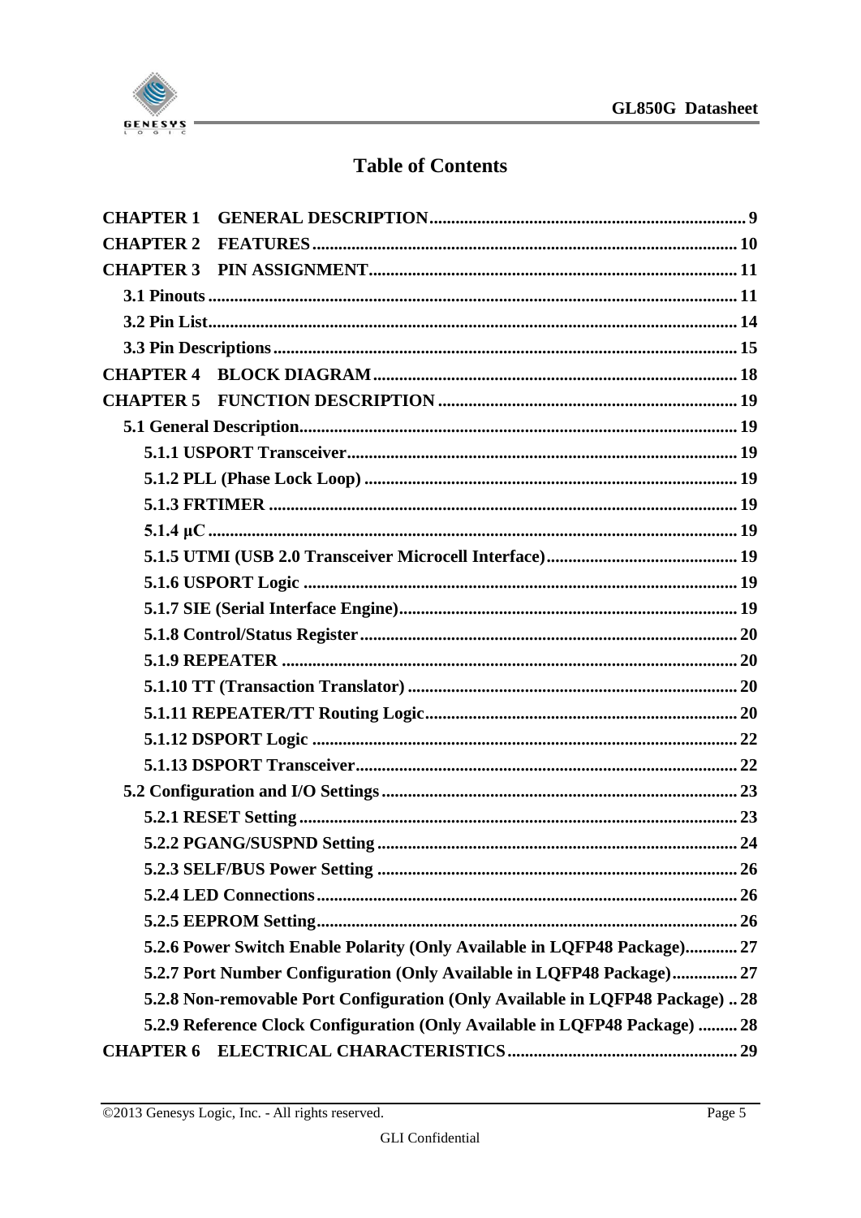# Table of Contents

**CHAPTER 1 GENERAL DESCRIPTION** .......... 9

**CHAPTER 2 FEATURES** .......... 10

**CHAPTER 3 PIN ASSIGNMENT** .......... 11

- **3.1 Pinouts** .......... 11
- **3.2 Pin List** .......... 14
- **3.3 Pin Descriptions** .......... 15

**CHAPTER 4 BLOCK DIAGRAM** .......... 18

**CHAPTER 5 FUNCTION DESCRIPTION** .......... 19

- **5.1 General Description** .......... 19
  - **5.1.1 USPORT Transceiver** .......... 19
  - **5.1.2 PLL (Phase Lock Loop)** .......... 19
  - **5.1.3 FRTIMER** .......... 19
  - **5.1.4 μC** .......... 19
  - **5.1.5 UTMI (USB 2.0 Transceiver Microcell Interface)** .......... 19
  - **5.1.6 USPORT Logic** .......... 19
  - **5.1.7 SIE (Serial Interface Engine)** .......... 19
  - **5.1.8 Control/Status Register** .......... 20
  - **5.1.9 REPEATER** .......... 20
  - **5.1.10 TT (Transaction Translator)** .......... 20
  - **5.1.11 REPEATER/TT Routing Logic** .......... 20
  - **5.1.12 DSPORT Logic** .......... 22
  - **5.1.13 DSPORT Transceiver** .......... 22
- **5.2 Configuration and I/O Settings** .......... 23
  - **5.2.1 RESET Setting** .......... 23
  - **5.2.2 PGANG/SUSPND Setting** .......... 24
  - **5.2.3 SELF/BUS Power Setting** .......... 26
  - **5.2.4 LED Connections** .......... 26
  - **5.2.5 EEPROM Setting** .......... 26
  - **5.2.6 Power Switch Enable Polarity (Only Available in LQFP48 Package)** .......... 27
  - **5.2.7 Port Number Configuration (Only Available in LQFP48 Package)** .......... 27
  - **5.2.8 Non-removable Port Configuration (Only Available in LQFP48 Package)** .......... 28
  - **5.2.9 Reference Clock Configuration (Only Available in LQFP48 Package)** .......... 28

**CHAPTER 6 ELECTRICAL CHARACTERISTICS** .......... 29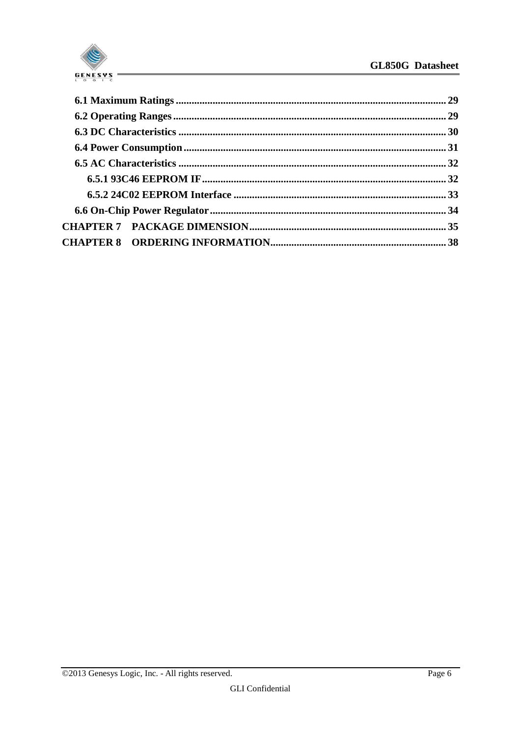**6.1 Maximum Ratings** ........ 29

**6.2 Operating Ranges** ........ 29

**6.3 DC Characteristics** ........ 30

**6.4 Power Consumption** ........ 31

**6.5 AC Characteristics** ........ 32

**6.5.1 93C46 EEPROM IF** ........ 32

**6.5.2 24C02 EEPROM Interface** ........ 33

**6.6 On-Chip Power Regulator** ........ 34

**CHAPTER 7 PACKAGE DIMENSION** ........ 35

**CHAPTER 8 ORDERING INFORMATION** ........ 38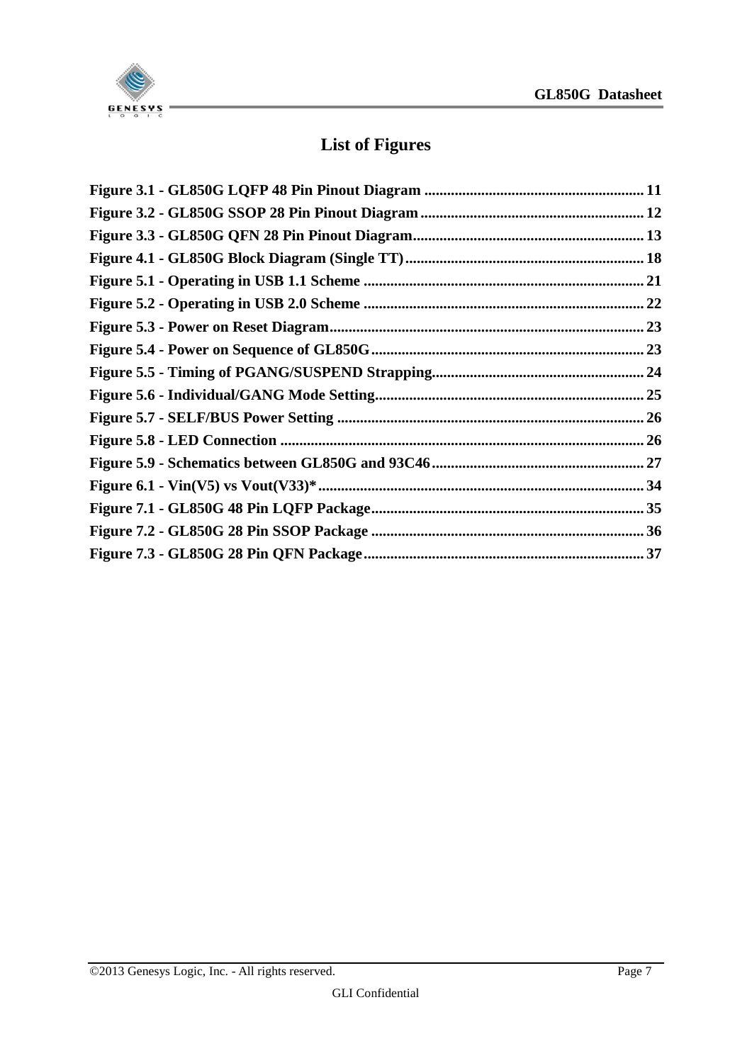# List of Figures

**Figure 3.1 - GL850G LQFP 48 Pin Pinout Diagram ........................................................... 11**
**Figure 3.2 - GL850G SSOP 28 Pin Pinout Diagram ........................................................... 12**
**Figure 3.3 - GL850G QFN 28 Pin Pinout Diagram ............................................................. 13**
**Figure 4.1 - GL850G Block Diagram (Single TT) ............................................................... 18**
**Figure 5.1 - Operating in USB 1.1 Scheme ......................................................................... 21**
**Figure 5.2 - Operating in USB 2.0 Scheme ......................................................................... 22**
**Figure 5.3 - Power on Reset Diagram .................................................................................. 23**
**Figure 5.4 - Power on Sequence of GL850G ....................................................................... 23**
**Figure 5.5 - Timing of PGANG/SUSPEND Strapping ........................................................ 24**
**Figure 5.6 - Individual/GANG Mode Setting ...................................................................... 25**
**Figure 5.7 - SELF/BUS Power Setting ................................................................................ 26**
**Figure 5.8 - LED Connection ............................................................................................... 26**
**Figure 5.9 - Schematics between GL850G and 93C46 ........................................................ 27**
**Figure 6.1 - Vin(V5) vs Vout(V33)* ..................................................................................... 34**
**Figure 7.1 - GL850G 48 Pin LQFP Package ....................................................................... 35**
**Figure 7.2 - GL850G 28 Pin SSOP Package ....................................................................... 36**
**Figure 7.3 - GL850G 28 Pin QFN Package ......................................................................... 37**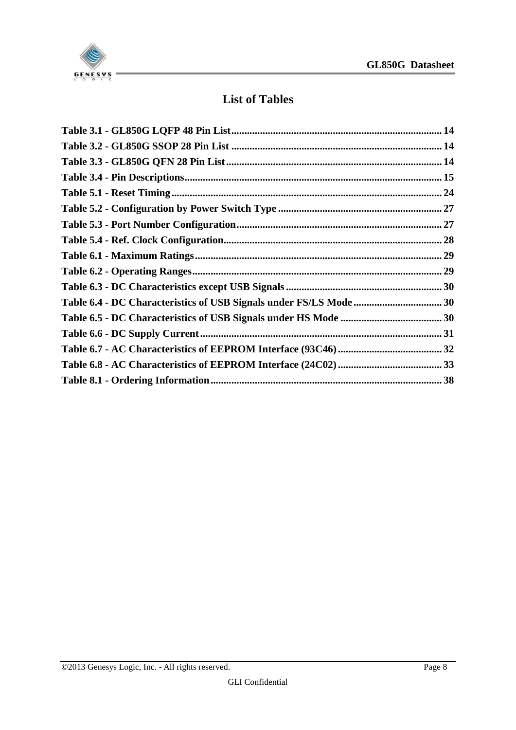# List of Tables

**Table 3.1 - GL850G LQFP 48 Pin List................................................................................ 14**
**Table 3.2 - GL850G SSOP 28 Pin List ................................................................................ 14**
**Table 3.3 - GL850G QFN 28 Pin List.................................................................................. 14**
**Table 3.4 - Pin Descriptions.................................................................................................. 15**
**Table 5.1 - Reset Timing....................................................................................................... 24**
**Table 5.2 - Configuration by Power Switch Type .............................................................. 27**
**Table 5.3 - Port Number Configuration.............................................................................. 27**
**Table 5.4 - Ref. Clock Configuration................................................................................... 28**
**Table 6.1 - Maximum Ratings.............................................................................................. 29**
**Table 6.2 - Operating Ranges............................................................................................... 29**
**Table 6.3 - DC Characteristics except USB Signals........................................................... 30**
**Table 6.4 - DC Characteristics of USB Signals under FS/LS Mode................................. 30**
**Table 6.5 - DC Characteristics of USB Signals under HS Mode ...................................... 30**
**Table 6.6 - DC Supply Current............................................................................................ 31**
**Table 6.7 - AC Characteristics of EEPROM Interface (93C46)........................................ 32**
**Table 6.8 - AC Characteristics of EEPROM Interface (24C02)........................................ 33**
**Table 8.1 - Ordering Information........................................................................................ 38**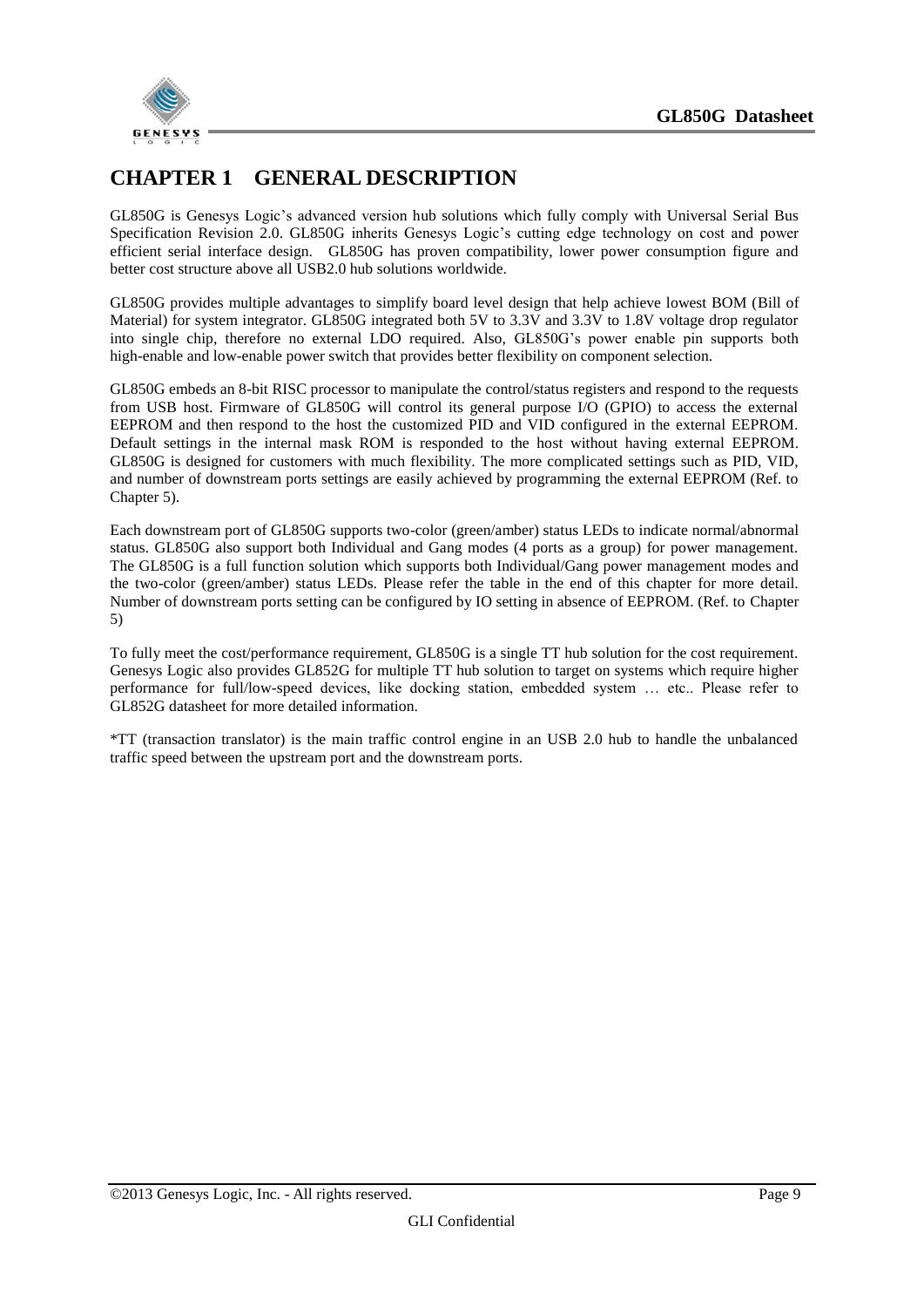# CHAPTER 1 GENERAL DESCRIPTION

GL850G is Genesys Logic's advanced version hub solutions which fully comply with Universal Serial Bus Specification Revision 2.0. GL850G inherits Genesys Logic's cutting edge technology on cost and power efficient serial interface design. GL850G has proven compatibility, lower power consumption figure and better cost structure above all USB2.0 hub solutions worldwide.

GL850G provides multiple advantages to simplify board level design that help achieve lowest BOM (Bill of Material) for system integrator. GL850G integrated both 5V to 3.3V and 3.3V to 1.8V voltage drop regulator into single chip, therefore no external LDO required. Also, GL850G's power enable pin supports both high-enable and low-enable power switch that provides better flexibility on component selection.

GL850G embeds an 8-bit RISC processor to manipulate the control/status registers and respond to the requests from USB host. Firmware of GL850G will control its general purpose I/O (GPIO) to access the external EEPROM and then respond to the host the customized PID and VID configured in the external EEPROM. Default settings in the internal mask ROM is responded to the host without having external EEPROM. GL850G is designed for customers with much flexibility. The more complicated settings such as PID, VID, and number of downstream ports settings are easily achieved by programming the external EEPROM (Ref. to Chapter 5).

Each downstream port of GL850G supports two-color (green/amber) status LEDs to indicate normal/abnormal status. GL850G also support both Individual and Gang modes (4 ports as a group) for power management. The GL850G is a full function solution which supports both Individual/Gang power management modes and the two-color (green/amber) status LEDs. Please refer the table in the end of this chapter for more detail. Number of downstream ports setting can be configured by IO setting in absence of EEPROM. (Ref. to Chapter 5)

To fully meet the cost/performance requirement, GL850G is a single TT hub solution for the cost requirement. Genesys Logic also provides GL852G for multiple TT hub solution to target on systems which require higher performance for full/low-speed devices, like docking station, embedded system … etc.. Please refer to GL852G datasheet for more detailed information.

*TT (transaction translator) is the main traffic control engine in an USB 2.0 hub to handle the unbalanced traffic speed between the upstream port and the downstream ports.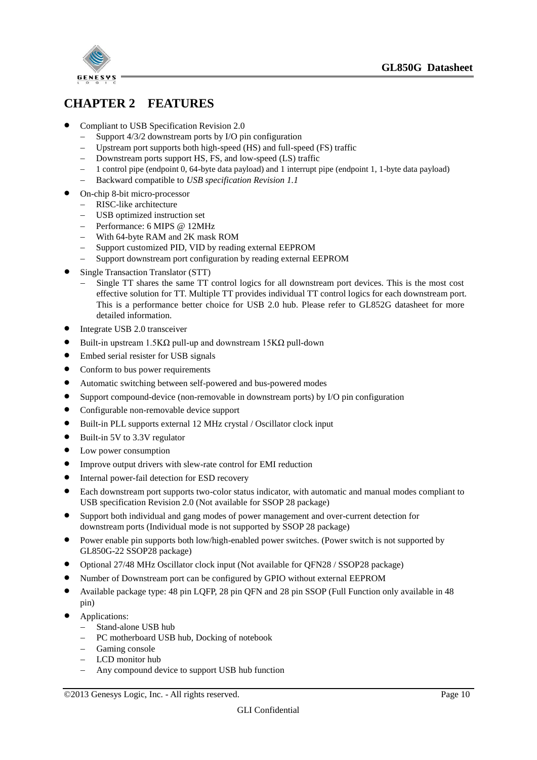# CHAPTER 2 FEATURES

- Compliant to USB Specification Revision 2.0
  - Support 4/3/2 downstream ports by I/O pin configuration
  - Upstream port supports both high-speed (HS) and full-speed (FS) traffic
  - Downstream ports support HS, FS, and low-speed (LS) traffic
  - 1 control pipe (endpoint 0, 64-byte data payload) and 1 interrupt pipe (endpoint 1, 1-byte data payload)
  - Backward compatible to *USB specification Revision 1.1*
- On-chip 8-bit micro-processor
  - RISC-like architecture
  - USB optimized instruction set
  - Performance: 6 MIPS @ 12MHz
  - With 64-byte RAM and 2K mask ROM
  - Support customized PID, VID by reading external EEPROM
  - Support downstream port configuration by reading external EEPROM
- Single Transaction Translator (STT)
  - Single TT shares the same TT control logics for all downstream port devices. This is the most cost effective solution for TT. Multiple TT provides individual TT control logics for each downstream port. This is a performance better choice for USB 2.0 hub. Please refer to GL852G datasheet for more detailed information.
- Integrate USB 2.0 transceiver
- Built-in upstream 1.5KΩ pull-up and downstream 15KΩ pull-down
- Embed serial resister for USB signals
- Conform to bus power requirements
- Automatic switching between self-powered and bus-powered modes
- Support compound-device (non-removable in downstream ports) by I/O pin configuration
- Configurable non-removable device support
- Built-in PLL supports external 12 MHz crystal / Oscillator clock input
- Built-in 5V to 3.3V regulator
- Low power consumption
- Improve output drivers with slew-rate control for EMI reduction
- Internal power-fail detection for ESD recovery
- Each downstream port supports two-color status indicator, with automatic and manual modes compliant to USB specification Revision 2.0 (Not available for SSOP 28 package)
- Support both individual and gang modes of power management and over-current detection for downstream ports (Individual mode is not supported by SSOP 28 package)
- Power enable pin supports both low/high-enabled power switches. (Power switch is not supported by GL850G-22 SSOP28 package)
- Optional 27/48 MHz Oscillator clock input (Not available for QFN28 / SSOP28 package)
- Number of Downstream port can be configured by GPIO without external EEPROM
- Available package type: 48 pin LQFP, 28 pin QFN and 28 pin SSOP (Full Function only available in 48 pin)
- Applications:
  - Stand-alone USB hub
  - PC motherboard USB hub, Docking of notebook
  - Gaming console
  - LCD monitor hub
  - Any compound device to support USB hub function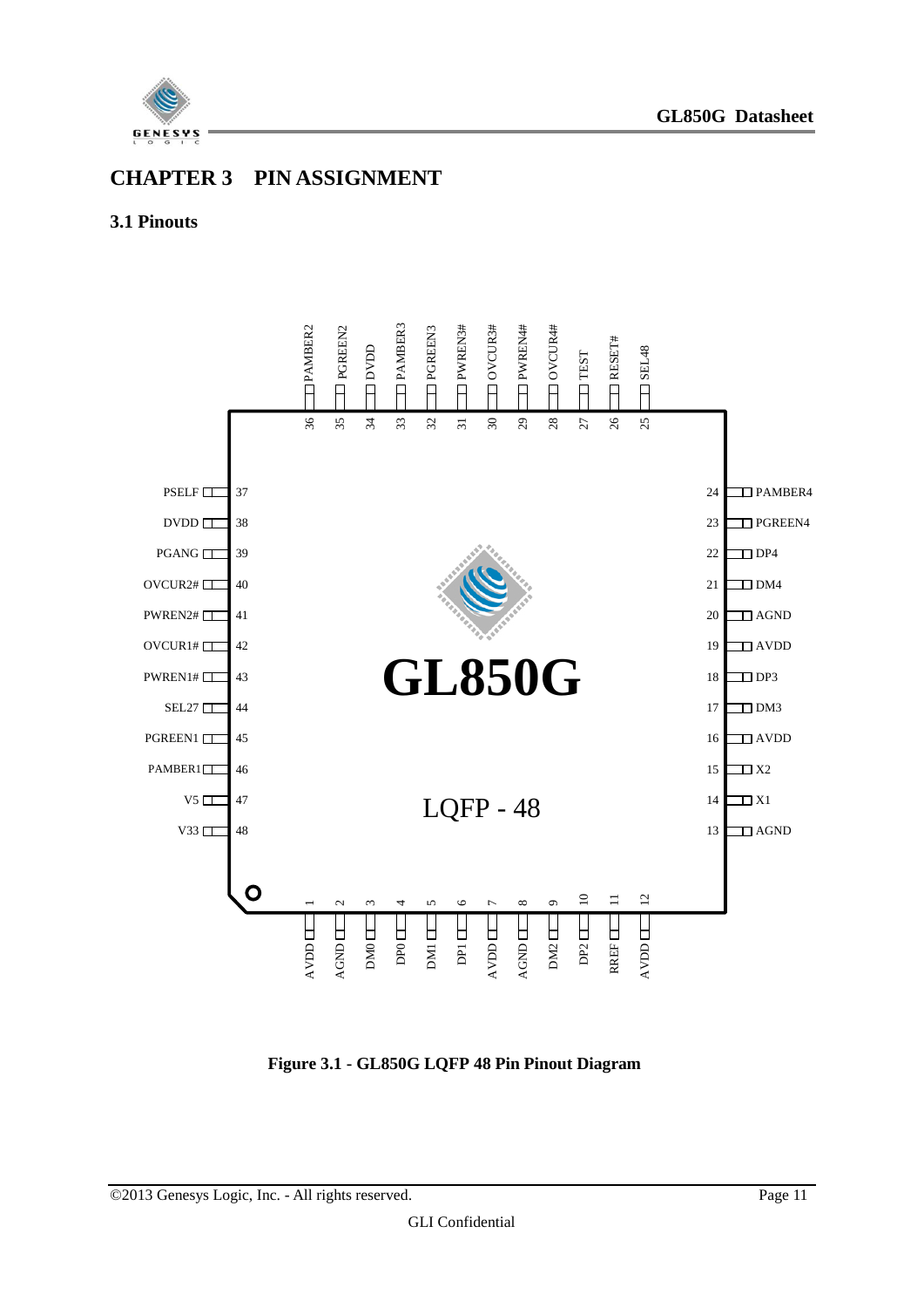# CHAPTER 3 PIN ASSIGNMENT

## 3.1 Pinouts

**Figure 3.1 - GL850G LQFP 48 Pin Pinout Diagram**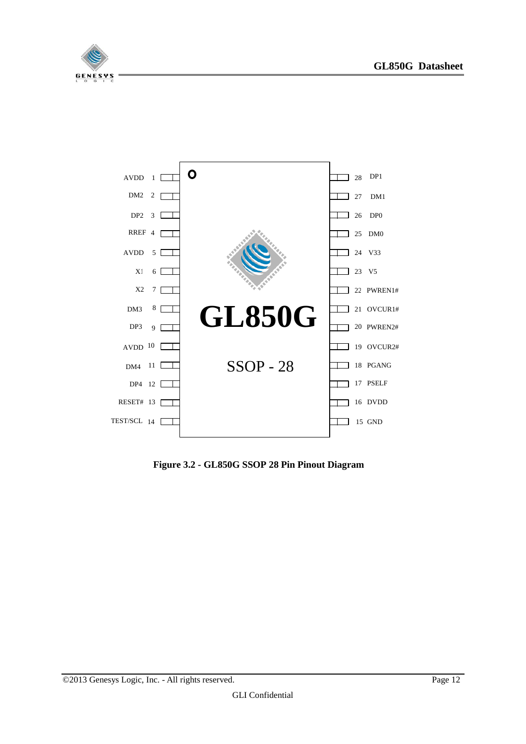| Pin | Name | Pin | Name |
|---|---|---|---|
| 1 | AVDD | 28 | DP1 |
| 2 | DM2 | 27 | DM1 |
| 3 | DP2 | 26 | DP0 |
| 4 | RREF | 25 | DM0 |
| 5 | AVDD | 24 | V33 |
| 6 | X1 | 23 | V5 |
| 7 | X2 | 22 | PWREN1# |
| 8 | DM3 | 21 | OVCUR1# |
| 9 | DP3 | 20 | PWREN2# |
| 10 | AVDD | 19 | OVCUR2# |
| 11 | DM4 | 18 | PGANG |
| 12 | DP4 | 17 | PSELF |
| 13 | RESET# | 16 | DVDD |
| 14 | TEST/SCL | 15 | GND |

GL850G

SSOP - 28

**Figure 3.2 - GL850G SSOP 28 Pin Pinout Diagram**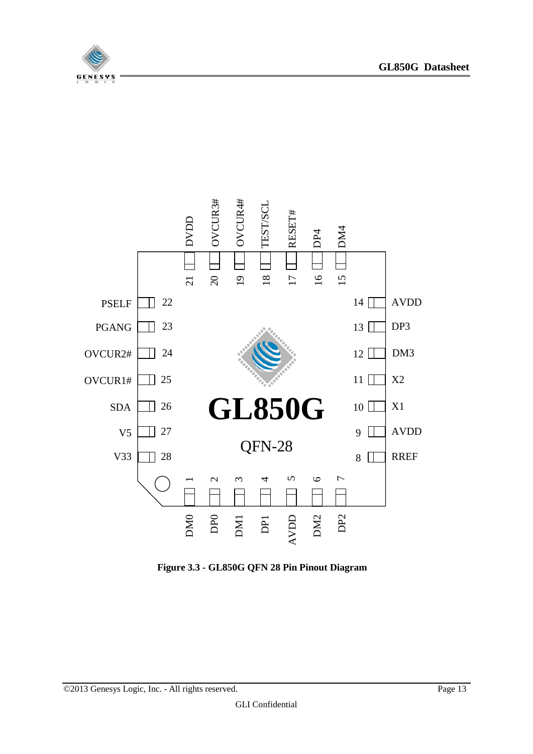| Pin | Name |
|---|---|
| 1 | DM0 |
| 2 | DP0 |
| 3 | DM1 |
| 4 | DP1 |
| 5 | AVDD |
| 6 | DM2 |
| 7 | DP2 |
| 8 | RREF |
| 9 | AVDD |
| 10 | X1 |
| 11 | X2 |
| 12 | DM3 |
| 13 | DP3 |
| 14 | AVDD |
| 15 | DM4 |
| 16 | DP4 |
| 17 | RESET# |
| 18 | TEST/SCL |
| 19 | OVCUR4# |
| 20 | OVCUR3# |
| 21 | DVDD |
| 22 | PSELF |
| 23 | PGANG |
| 24 | OVCUR2# |
| 25 | OVCUR1# |
| 26 | SDA |
| 27 | V5 |
| 28 | V33 |

GL850G

QFN-28

**Figure 3.3 - GL850G QFN 28 Pin Pinout Diagram**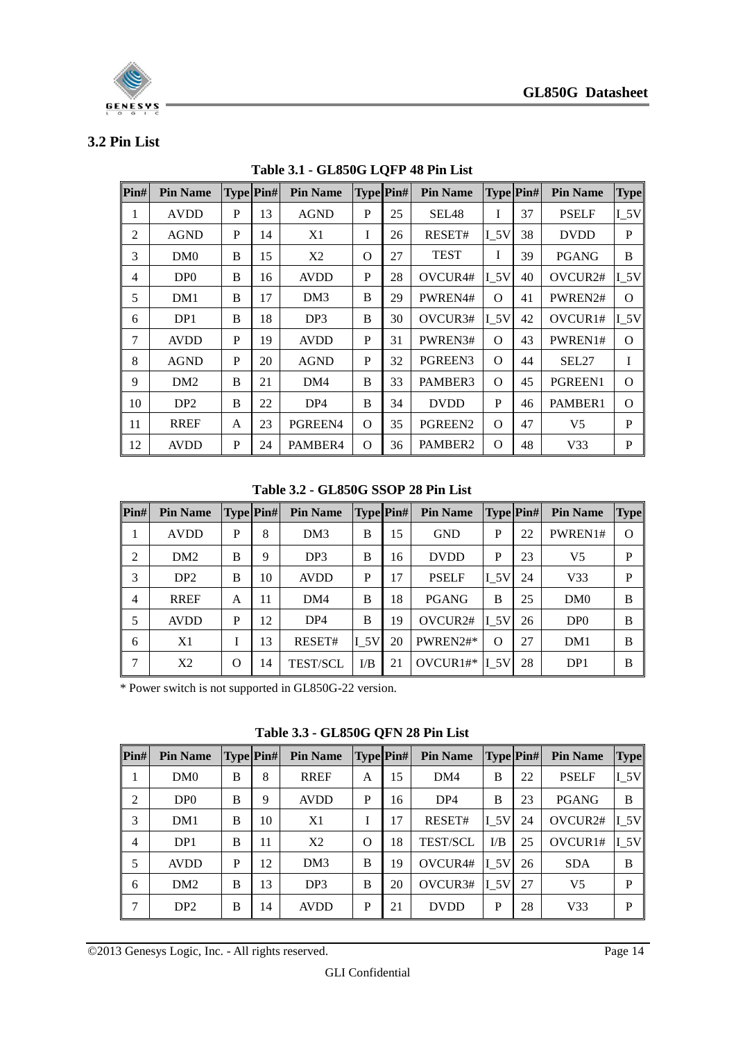## 3.2 Pin List

**Table 3.1 - GL850G LQFP 48 Pin List**

| Pin# | Pin Name | Type | Pin# | Pin Name | Type | Pin# | Pin Name | Type | Pin# | Pin Name | Type |
|---|---|---|---|---|---|---|---|---|---|---|---|
| 1 | AVDD | P | 13 | AGND | P | 25 | SEL48 | I | 37 | PSELF | I_5V |
| 2 | AGND | P | 14 | X1 | I | 26 | RESET# | I_5V | 38 | DVDD | P |
| 3 | DM0 | B | 15 | X2 | O | 27 | TEST | I | 39 | PGANG | B |
| 4 | DP0 | B | 16 | AVDD | P | 28 | OVCUR4# | I_5V | 40 | OVCUR2# | I_5V |
| 5 | DM1 | B | 17 | DM3 | B | 29 | PWREN4# | O | 41 | PWREN2# | O |
| 6 | DP1 | B | 18 | DP3 | B | 30 | OVCUR3# | I_5V | 42 | OVCUR1# | I_5V |
| 7 | AVDD | P | 19 | AVDD | P | 31 | PWREN3# | O | 43 | PWREN1# | O |
| 8 | AGND | P | 20 | AGND | P | 32 | PGREEN3 | O | 44 | SEL27 | I |
| 9 | DM2 | B | 21 | DM4 | B | 33 | PAMBER3 | O | 45 | PGREEN1 | O |
| 10 | DP2 | B | 22 | DP4 | B | 34 | DVDD | P | 46 | PAMBER1 | O |
| 11 | RREF | A | 23 | PGREEN4 | O | 35 | PGREEN2 | O | 47 | V5 | P |
| 12 | AVDD | P | 24 | PAMBER4 | O | 36 | PAMBER2 | O | 48 | V33 | P |

**Table 3.2 - GL850G SSOP 28 Pin List**

| Pin# | Pin Name | Type | Pin# | Pin Name | Type | Pin# | Pin Name | Type | Pin# | Pin Name | Type |
|---|---|---|---|---|---|---|---|---|---|---|---|
| 1 | AVDD | P | 8 | DM3 | B | 15 | GND | P | 22 | PWREN1# | O |
| 2 | DM2 | B | 9 | DP3 | B | 16 | DVDD | P | 23 | V5 | P |
| 3 | DP2 | B | 10 | AVDD | P | 17 | PSELF | I_5V | 24 | V33 | P |
| 4 | RREF | A | 11 | DM4 | B | 18 | PGANG | B | 25 | DM0 | B |
| 5 | AVDD | P | 12 | DP4 | B | 19 | OVCUR2# | I_5V | 26 | DP0 | B |
| 6 | X1 | I | 13 | RESET# | I_5V | 20 | PWREN2#* | O | 27 | DM1 | B |
| 7 | X2 | O | 14 | TEST/SCL | I/B | 21 | OVCUR1#* | I_5V | 28 | DP1 | B |

\* Power switch is not supported in GL850G-22 version.

**Table 3.3 - GL850G QFN 28 Pin List**

| Pin# | Pin Name | Type | Pin# | Pin Name | Type | Pin# | Pin Name | Type | Pin# | Pin Name | Type |
|---|---|---|---|---|---|---|---|---|---|---|---|
| 1 | DM0 | B | 8 | RREF | A | 15 | DM4 | B | 22 | PSELF | I_5V |
| 2 | DP0 | B | 9 | AVDD | P | 16 | DP4 | B | 23 | PGANG | B |
| 3 | DM1 | B | 10 | X1 | I | 17 | RESET# | I_5V | 24 | OVCUR2# | I_5V |
| 4 | DP1 | B | 11 | X2 | O | 18 | TEST/SCL | I/B | 25 | OVCUR1# | I_5V |
| 5 | AVDD | P | 12 | DM3 | B | 19 | OVCUR4# | I_5V | 26 | SDA | B |
| 6 | DM2 | B | 13 | DP3 | B | 20 | OVCUR3# | I_5V | 27 | V5 | P |
| 7 | DP2 | B | 14 | AVDD | P | 21 | DVDD | P | 28 | V33 | P |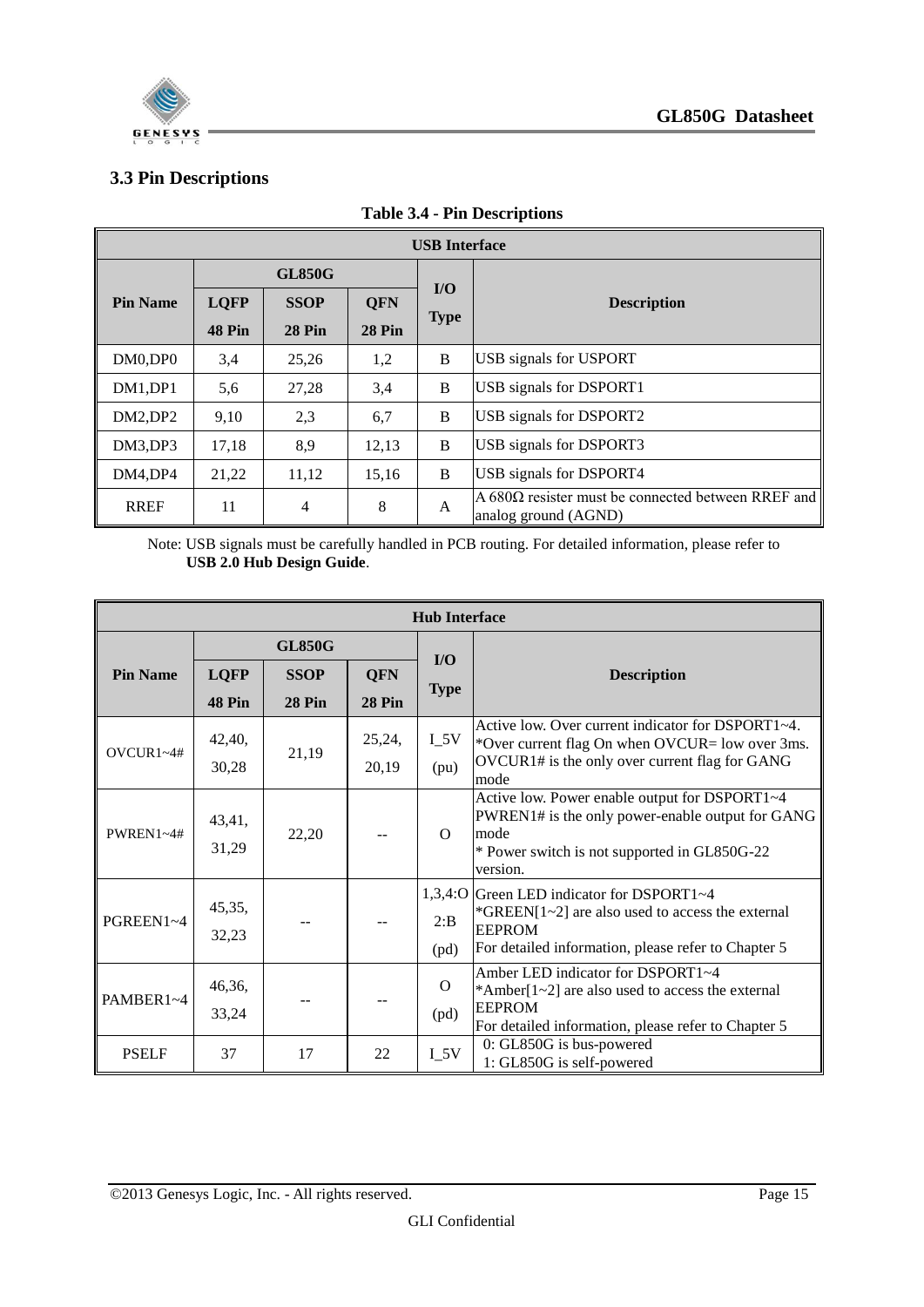## 3.3 Pin Descriptions

**Table 3.4 - Pin Descriptions**

| USB Interface | | | | | |
|---|---|---|---|---|---|
| **Pin Name** | **GL850G** | | | **I/O Type** | **Description** |
| | **LQFP 48 Pin** | **SSOP 28 Pin** | **QFN 28 Pin** | | |
| DM0,DP0 | 3,4 | 25,26 | 1,2 | B | USB signals for USPORT |
| DM1,DP1 | 5,6 | 27,28 | 3,4 | B | USB signals for DSPORT1 |
| DM2,DP2 | 9,10 | 2,3 | 6,7 | B | USB signals for DSPORT2 |
| DM3,DP3 | 17,18 | 8,9 | 12,13 | B | USB signals for DSPORT3 |
| DM4,DP4 | 21,22 | 11,12 | 15,16 | B | USB signals for DSPORT4 |
| RREF | 11 | 4 | 8 | A | A 680Ω resister must be connected between RREF and analog ground (AGND) |

Note: USB signals must be carefully handled in PCB routing. For detailed information, please refer to **USB 2.0 Hub Design Guide**.

| Hub Interface | | | | | |
|---|---|---|---|---|---|
| **Pin Name** | **GL850G** | | | **I/O Type** | **Description** |
| | **LQFP 48 Pin** | **SSOP 28 Pin** | **QFN 28 Pin** | | |
| OVCUR1~4# | 42,40, 30,28 | 21,19 | 25,24, 20,19 | I_5V (pu) | Active low. Over current indicator for DSPORT1~4. *Over current flag On when OVCUR= low over 3ms. OVCUR1# is the only over current flag for GANG mode |
| PWREN1~4# | 43,41, 31,29 | 22,20 | -- | O | Active low. Power enable output for DSPORT1~4 PWREN1# is the only power-enable output for GANG mode * Power switch is not supported in GL850G-22 version. |
| PGREEN1~4 | 45,35, 32,23 | -- | -- | 1,3,4:O 2:B (pd) | Green LED indicator for DSPORT1~4 *GREEN[1~2] are also used to access the external EEPROM For detailed information, please refer to Chapter 5 |
| PAMBER1~4 | 46,36, 33,24 | -- | -- | O (pd) | Amber LED indicator for DSPORT1~4 *Amber[1~2] are also used to access the external EEPROM For detailed information, please refer to Chapter 5 |
| PSELF | 37 | 17 | 22 | I_5V | 0: GL850G is bus-powered 1: GL850G is self-powered |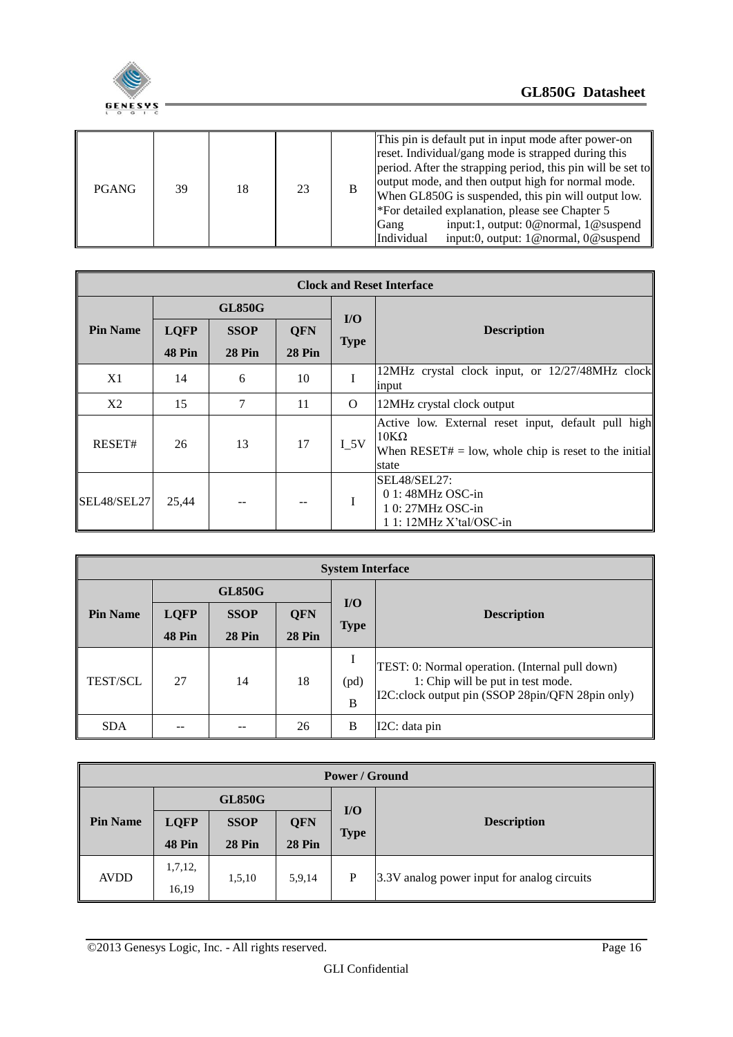| PGANG | 39 | 18 | 23 | B | This pin is default put in input mode after power-on reset. Individual/gang mode is strapped during this period. After the strapping period, this pin will be set to output mode, and then output high for normal mode. When GL850G is suspended, this pin will output low.<br>*For detailed explanation, please see Chapter 5<br>Gang input:1, output: 0@normal, 1@suspend<br>Individual input:0, output: 1@normal, 0@suspend |
|---|---|---|---|---|---|

| Clock and Reset Interface | | | | | |
|---|---|---|---|---|---|
| **Pin Name** | **GL850G** | | | **I/O Type** | **Description** |
| | **LQFP 48 Pin** | **SSOP 28 Pin** | **QFN 28 Pin** | | |
| X1 | 14 | 6 | 10 | I | 12MHz crystal clock input, or 12/27/48MHz clock input |
| X2 | 15 | 7 | 11 | O | 12MHz crystal clock output |
| RESET# | 26 | 13 | 17 | I_5V | Active low. External reset input, default pull high 10KΩ<br>When RESET# = low, whole chip is reset to the initial state |
| SEL48/SEL27 | 25,44 | -- | -- | I | SEL48/SEL27:<br>0 1: 48MHz OSC-in<br>1 0: 27MHz OSC-in<br>1 1: 12MHz X'tal/OSC-in |

| System Interface | | | | | |
|---|---|---|---|---|---|
| **Pin Name** | **GL850G** | | | **I/O Type** | **Description** |
| | **LQFP 48 Pin** | **SSOP 28 Pin** | **QFN 28 Pin** | | |
| TEST/SCL | 27 | 14 | 18 | I (pd) B | TEST: 0: Normal operation. (Internal pull down)<br>1: Chip will be put in test mode.<br>I2C:clock output pin (SSOP 28pin/QFN 28pin only) |
| SDA | -- | -- | 26 | B | I2C: data pin |

| Power / Ground | | | | | |
|---|---|---|---|---|---|
| **Pin Name** | **GL850G** | | | **I/O Type** | **Description** |
| | **LQFP 48 Pin** | **SSOP 28 Pin** | **QFN 28 Pin** | | |
| AVDD | 1,7,12, 16,19 | 1,5,10 | 5,9,14 | P | 3.3V analog power input for analog circuits |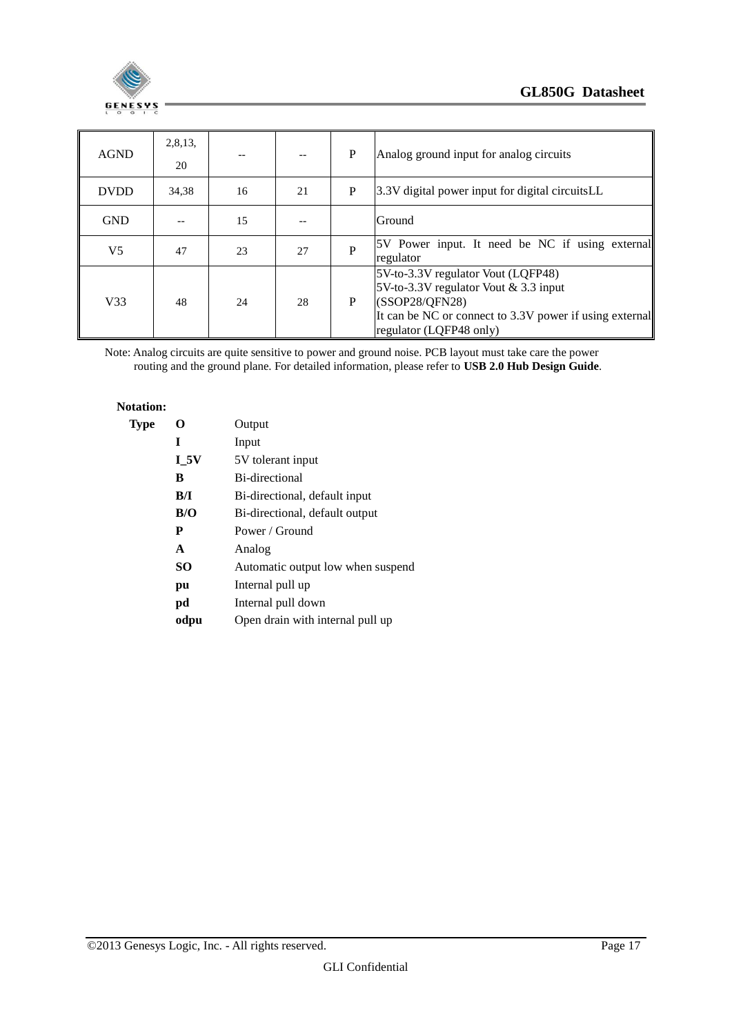| AGND | 2,8,13, 20 | -- | -- | P | Analog ground input for analog circuits |
|---|---|---|---|---|---|
| DVDD | 34,38 | 16 | 21 | P | 3.3V digital power input for digital circuitsLL |
| GND | -- | 15 | -- | | Ground |
| V5 | 47 | 23 | 27 | P | 5V Power input. It need be NC if using external regulator |
| V33 | 48 | 24 | 28 | P | 5V-to-3.3V regulator Vout (LQFP48)<br>5V-to-3.3V regulator Vout & 3.3 input (SSOP28/QFN28)<br>It can be NC or connect to 3.3V power if using external regulator (LQFP48 only) |

Note: Analog circuits are quite sensitive to power and ground noise. PCB layout must take care the power routing and the ground plane. For detailed information, please refer to **USB 2.0 Hub Design Guide**.

**Notation:**

**Type**

| | |
|---|---|
| **O** | Output |
| **I** | Input |
| **I_5V** | 5V tolerant input |
| **B** | Bi-directional |
| **B/I** | Bi-directional, default input |
| **B/O** | Bi-directional, default output |
| **P** | Power / Ground |
| **A** | Analog |
| **SO** | Automatic output low when suspend |
| **pu** | Internal pull up |
| **pd** | Internal pull down |
| **odpu** | Open drain with internal pull up |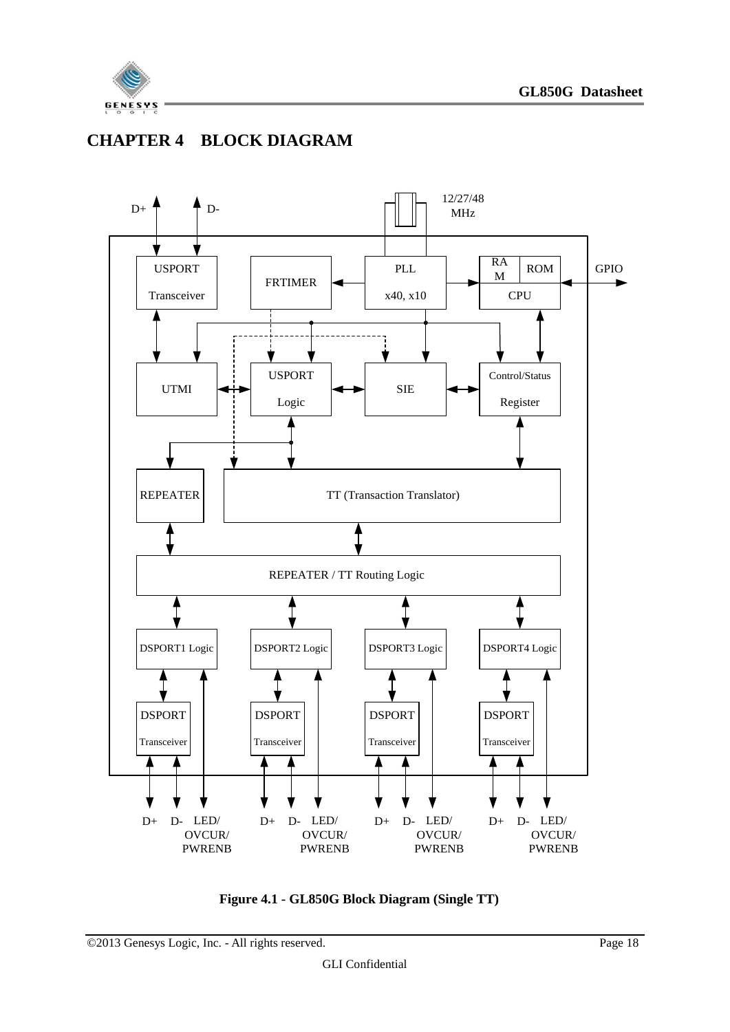# CHAPTER 4 BLOCK DIAGRAM

Figure 4.1 - GL850G Block Diagram (Single TT)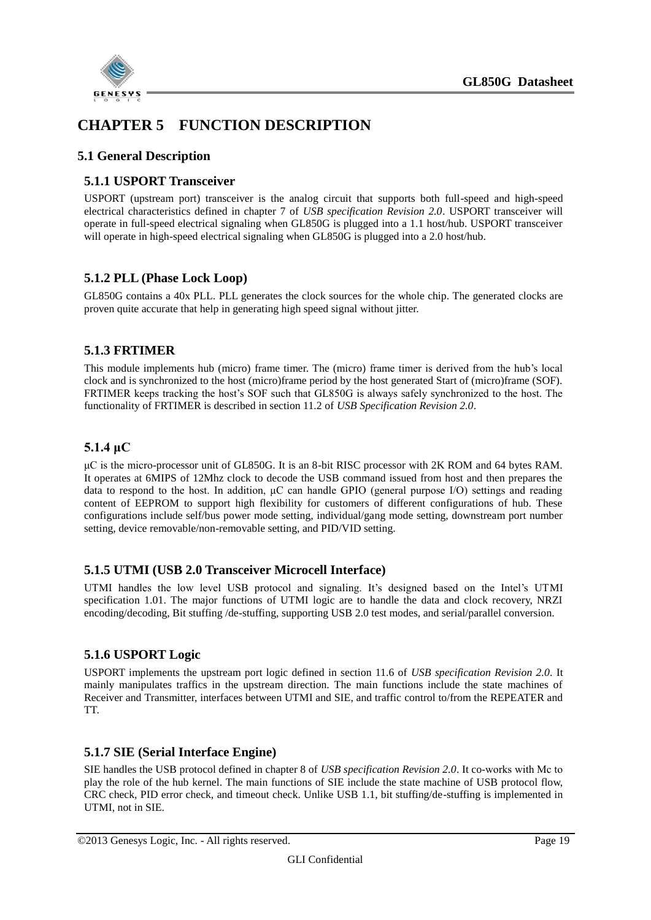# CHAPTER 5 FUNCTION DESCRIPTION

## 5.1 General Description

### 5.1.1 USPORT Transceiver

USPORT (upstream port) transceiver is the analog circuit that supports both full-speed and high-speed electrical characteristics defined in chapter 7 of *USB specification Revision 2.0*. USPORT transceiver will operate in full-speed electrical signaling when GL850G is plugged into a 1.1 host/hub. USPORT transceiver will operate in high-speed electrical signaling when GL850G is plugged into a 2.0 host/hub.

### 5.1.2 PLL (Phase Lock Loop)

GL850G contains a 40x PLL. PLL generates the clock sources for the whole chip. The generated clocks are proven quite accurate that help in generating high speed signal without jitter.

### 5.1.3 FRTIMER

This module implements hub (micro) frame timer. The (micro) frame timer is derived from the hub's local clock and is synchronized to the host (micro)frame period by the host generated Start of (micro)frame (SOF). FRTIMER keeps tracking the host's SOF such that GL850G is always safely synchronized to the host. The functionality of FRTIMER is described in section 11.2 of *USB Specification Revision 2.0*.

### 5.1.4 μC

μC is the micro-processor unit of GL850G. It is an 8-bit RISC processor with 2K ROM and 64 bytes RAM. It operates at 6MIPS of 12Mhz clock to decode the USB command issued from host and then prepares the data to respond to the host. In addition, μC can handle GPIO (general purpose I/O) settings and reading content of EEPROM to support high flexibility for customers of different configurations of hub. These configurations include self/bus power mode setting, individual/gang mode setting, downstream port number setting, device removable/non-removable setting, and PID/VID setting.

### 5.1.5 UTMI (USB 2.0 Transceiver Microcell Interface)

UTMI handles the low level USB protocol and signaling. It's designed based on the Intel's UTMI specification 1.01. The major functions of UTMI logic are to handle the data and clock recovery, NRZI encoding/decoding, Bit stuffing /de-stuffing, supporting USB 2.0 test modes, and serial/parallel conversion.

### 5.1.6 USPORT Logic

USPORT implements the upstream port logic defined in section 11.6 of *USB specification Revision 2.0*. It mainly manipulates traffics in the upstream direction. The main functions include the state machines of Receiver and Transmitter, interfaces between UTMI and SIE, and traffic control to/from the REPEATER and TT.

### 5.1.7 SIE (Serial Interface Engine)

SIE handles the USB protocol defined in chapter 8 of *USB specification Revision 2.0*. It co-works with Mc to play the role of the hub kernel. The main functions of SIE include the state machine of USB protocol flow, CRC check, PID error check, and timeout check. Unlike USB 1.1, bit stuffing/de-stuffing is implemented in UTMI, not in SIE.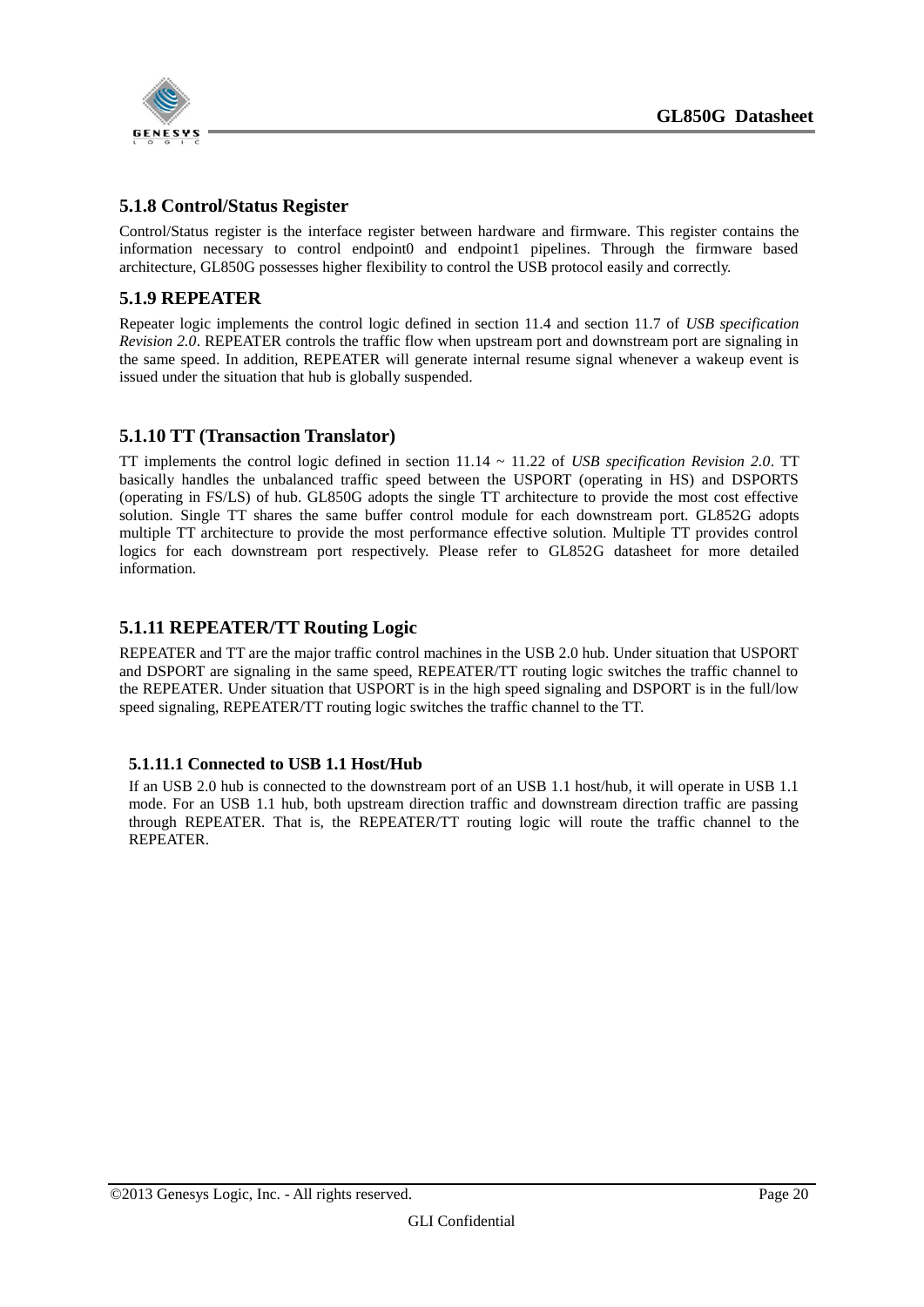### 5.1.8 Control/Status Register

Control/Status register is the interface register between hardware and firmware. This register contains the information necessary to control endpoint0 and endpoint1 pipelines. Through the firmware based architecture, GL850G possesses higher flexibility to control the USB protocol easily and correctly.

### 5.1.9 REPEATER

Repeater logic implements the control logic defined in section 11.4 and section 11.7 of *USB specification Revision 2.0*. REPEATER controls the traffic flow when upstream port and downstream port are signaling in the same speed. In addition, REPEATER will generate internal resume signal whenever a wakeup event is issued under the situation that hub is globally suspended.

### 5.1.10 TT (Transaction Translator)

TT implements the control logic defined in section 11.14 ~ 11.22 of *USB specification Revision 2.0*. TT basically handles the unbalanced traffic speed between the USPORT (operating in HS) and DSPORTS (operating in FS/LS) of hub. GL850G adopts the single TT architecture to provide the most cost effective solution. Single TT shares the same buffer control module for each downstream port. GL852G adopts multiple TT architecture to provide the most performance effective solution. Multiple TT provides control logics for each downstream port respectively. Please refer to GL852G datasheet for more detailed information.

### 5.1.11 REPEATER/TT Routing Logic

REPEATER and TT are the major traffic control machines in the USB 2.0 hub. Under situation that USPORT and DSPORT are signaling in the same speed, REPEATER/TT routing logic switches the traffic channel to the REPEATER. Under situation that USPORT is in the high speed signaling and DSPORT is in the full/low speed signaling, REPEATER/TT routing logic switches the traffic channel to the TT.

#### 5.1.11.1 Connected to USB 1.1 Host/Hub

If an USB 2.0 hub is connected to the downstream port of an USB 1.1 host/hub, it will operate in USB 1.1 mode. For an USB 1.1 hub, both upstream direction traffic and downstream direction traffic are passing through REPEATER. That is, the REPEATER/TT routing logic will route the traffic channel to the REPEATER.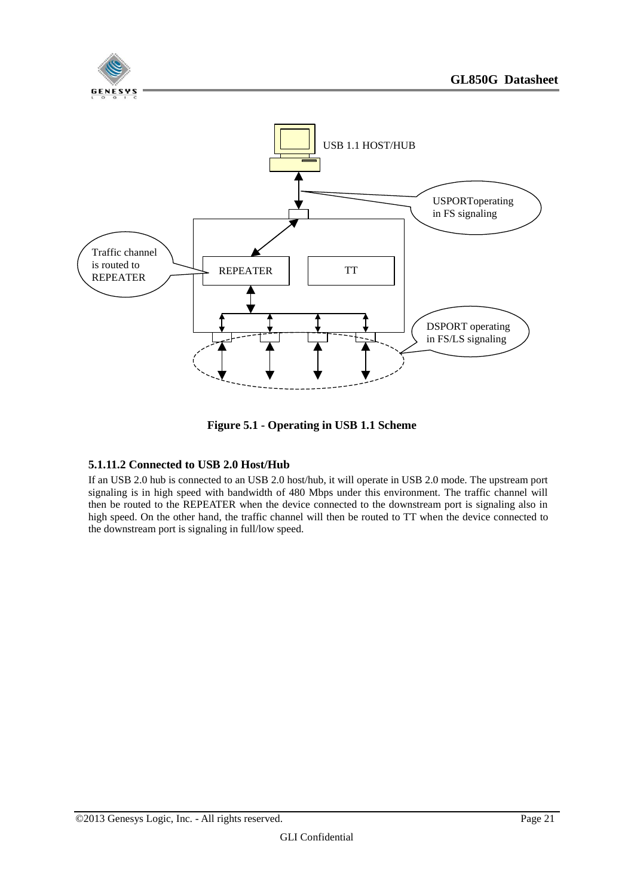Figure 5.1 - Operating in USB 1.1 Scheme

#### 5.1.11.2 Connected to USB 2.0 Host/Hub

If an USB 2.0 hub is connected to an USB 2.0 host/hub, it will operate in USB 2.0 mode. The upstream port signaling is in high speed with bandwidth of 480 Mbps under this environment. The traffic channel will then be routed to the REPEATER when the device connected to the downstream port is signaling also in high speed. On the other hand, the traffic channel will then be routed to TT when the device connected to the downstream port is signaling in full/low speed.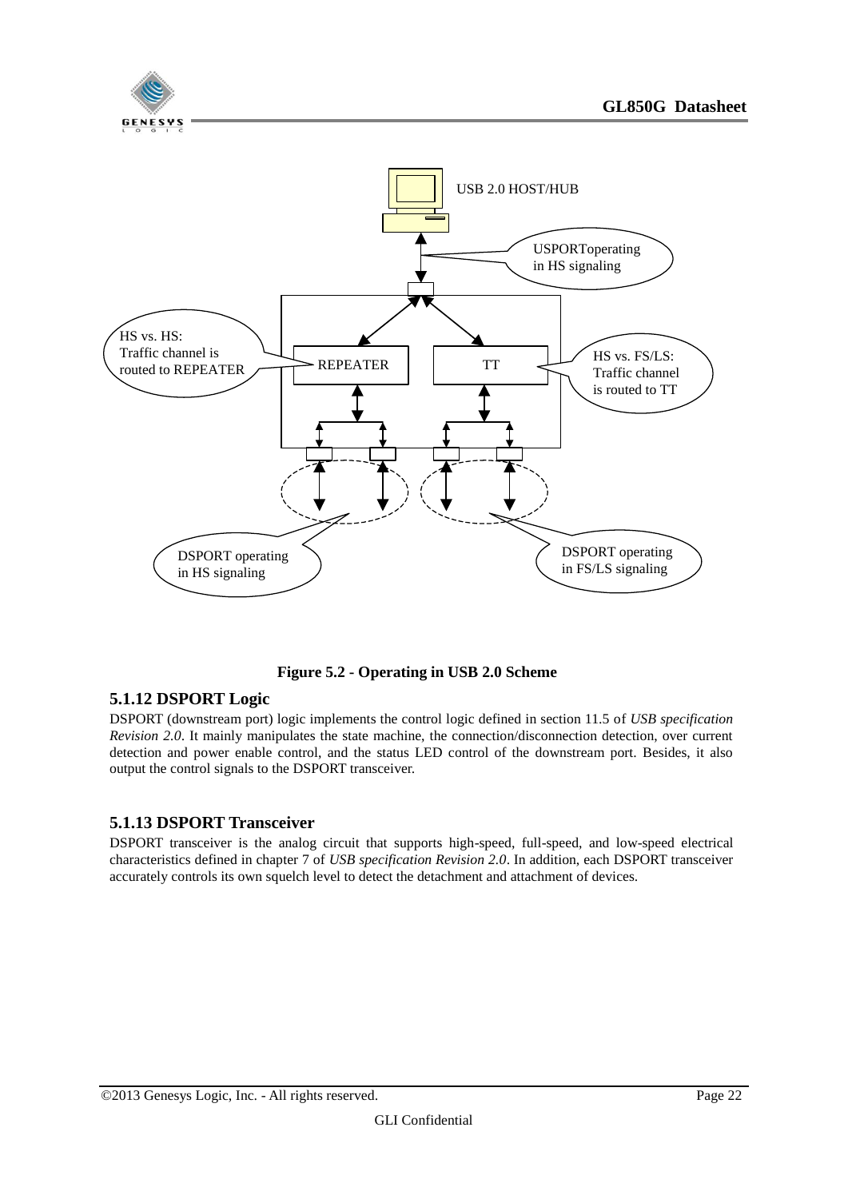Figure 5.2 - Operating in USB 2.0 Scheme

### 5.1.12 DSPORT Logic

DSPORT (downstream port) logic implements the control logic defined in section 11.5 of *USB specification Revision 2.0*. It mainly manipulates the state machine, the connection/disconnection detection, over current detection and power enable control, and the status LED control of the downstream port. Besides, it also output the control signals to the DSPORT transceiver.

### 5.1.13 DSPORT Transceiver

DSPORT transceiver is the analog circuit that supports high-speed, full-speed, and low-speed electrical characteristics defined in chapter 7 of *USB specification Revision 2.0*. In addition, each DSPORT transceiver accurately controls its own squelch level to detect the detachment and attachment of devices.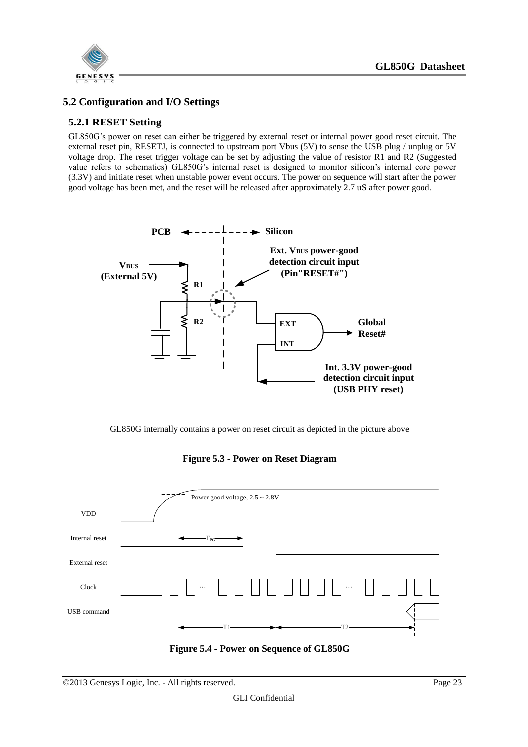## 5.2 Configuration and I/O Settings

### 5.2.1 RESET Setting

GL850G's power on reset can either be triggered by external reset or internal power good reset circuit. The external reset pin, RESETJ, is connected to upstream port Vbus (5V) to sense the USB plug / unplug or 5V voltage drop. The reset trigger voltage can be set by adjusting the value of resistor R1 and R2 (Suggested value refers to schematics) GL850G's internal reset is designed to monitor silicon's internal core power (3.3V) and initiate reset when unstable power event occurs. The power on sequence will start after the power good voltage has been met, and the reset will be released after approximately 2.7 uS after power good.

GL850G internally contains a power on reset circuit as depicted in the picture above

**Figure 5.3 - Power on Reset Diagram**

**Figure 5.4 - Power on Sequence of GL850G**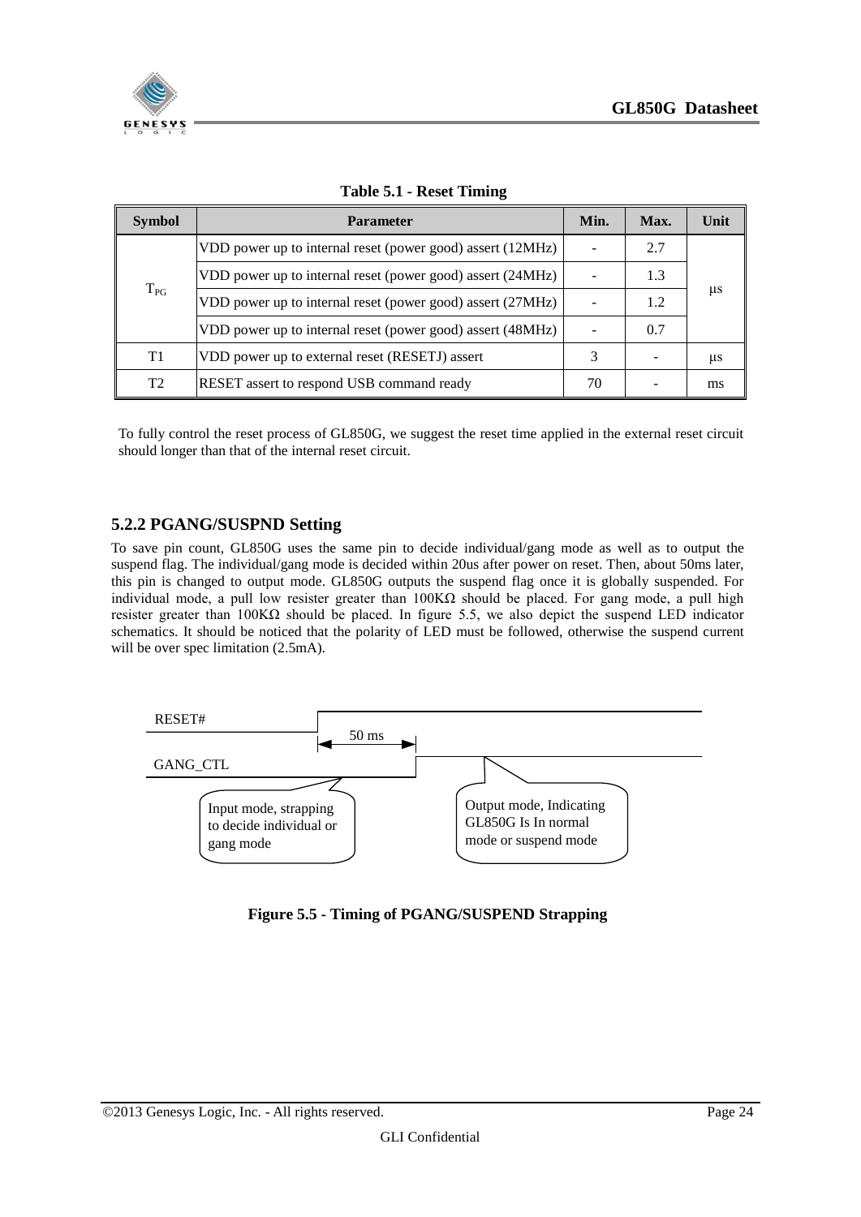**Table 5.1 - Reset Timing**

| Symbol | Parameter | Min. | Max. | Unit |
|---|---|---|---|---|
| $T_{PG}$ | VDD power up to internal reset (power good) assert (12MHz) | - | 2.7 | µs |
| | VDD power up to internal reset (power good) assert (24MHz) | - | 1.3 | |
| | VDD power up to internal reset (power good) assert (27MHz) | - | 1.2 | |
| | VDD power up to internal reset (power good) assert (48MHz) | - | 0.7 | |
| T1 | VDD power up to external reset (RESETJ) assert | 3 | - | µs |
| T2 | RESET assert to respond USB command ready | 70 | - | ms |

To fully control the reset process of GL850G, we suggest the reset time applied in the external reset circuit should longer than that of the internal reset circuit.

### 5.2.2 PGANG/SUSPND Setting

To save pin count, GL850G uses the same pin to decide individual/gang mode as well as to output the suspend flag. The individual/gang mode is decided within 20us after power on reset. Then, about 50ms later, this pin is changed to output mode. GL850G outputs the suspend flag once it is globally suspended. For individual mode, a pull low resister greater than 100KΩ should be placed. For gang mode, a pull high resister greater than 100KΩ should be placed. In figure 5.5, we also depict the suspend LED indicator schematics. It should be noticed that the polarity of LED must be followed, otherwise the suspend current will be over spec limitation (2.5mA).

RESET#

50 ms

GANG_CTL

Input mode, strapping to decide individual or gang mode

Output mode, Indicating GL850G Is In normal mode or suspend mode

**Figure 5.5 - Timing of PGANG/SUSPEND Strapping**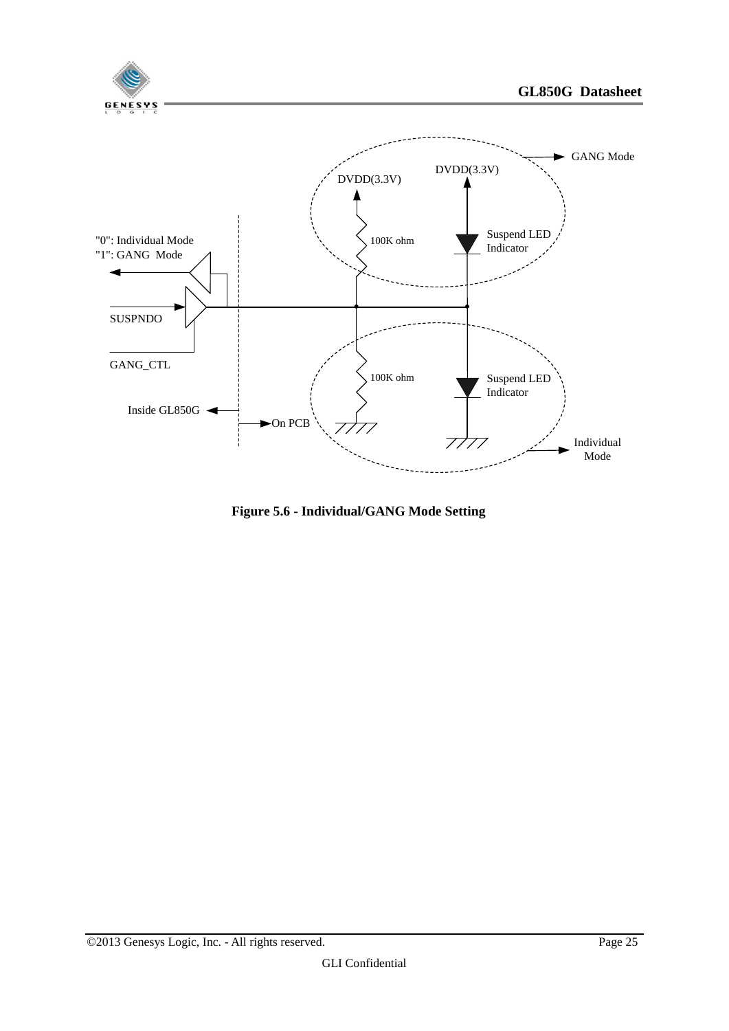**Figure 5.6 - Individual/GANG Mode Setting**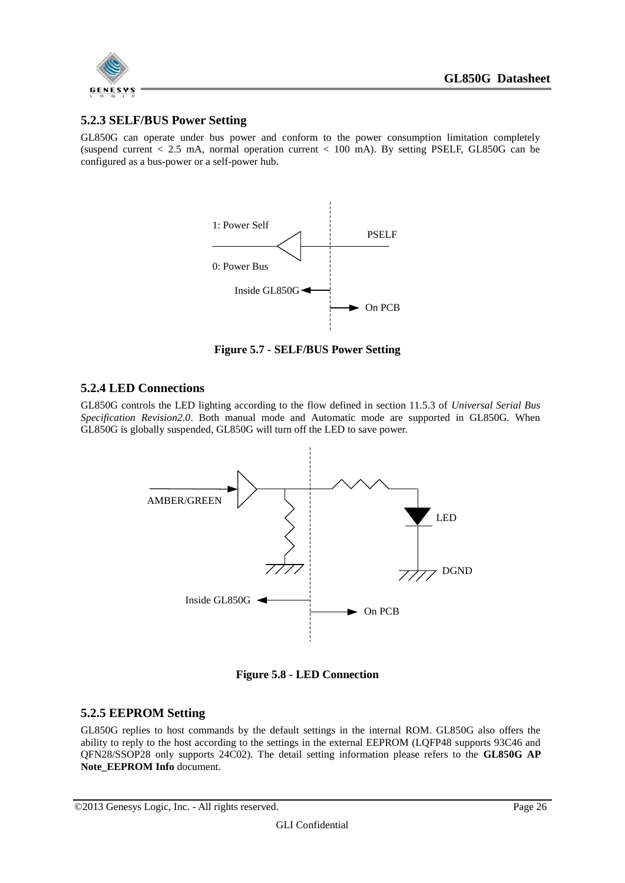### 5.2.3 SELF/BUS Power Setting

GL850G can operate under bus power and conform to the power consumption limitation completely (suspend current < 2.5 mA, normal operation current < 100 mA). By setting PSELF, GL850G can be configured as a bus-power or a self-power hub.

**Figure 5.7 - SELF/BUS Power Setting**

### 5.2.4 LED Connections

GL850G controls the LED lighting according to the flow defined in section 11.5.3 of *Universal Serial Bus Specification Revision2.0*. Both manual mode and Automatic mode are supported in GL850G. When GL850G is globally suspended, GL850G will turn off the LED to save power.

**Figure 5.8 - LED Connection**

### 5.2.5 EEPROM Setting

GL850G replies to host commands by the default settings in the internal ROM. GL850G also offers the ability to reply to the host according to the settings in the external EEPROM (LQFP48 supports 93C46 and QFN28/SSOP28 only supports 24C02). The detail setting information please refers to the **GL850G AP Note_EEPROM Info** document.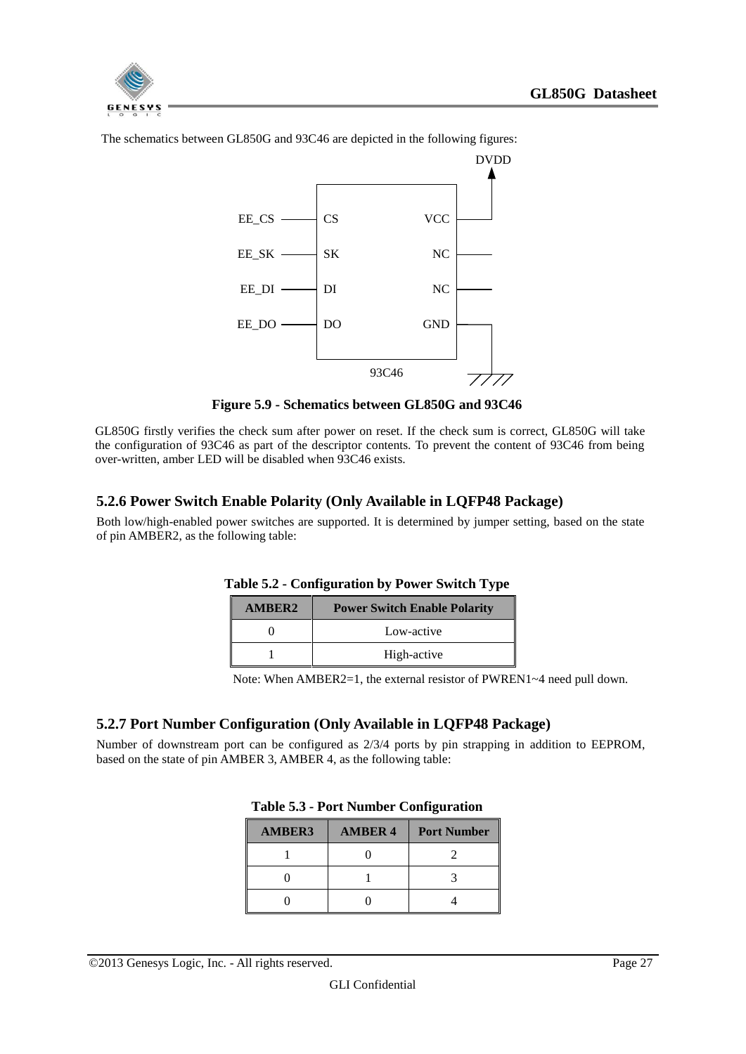The schematics between GL850G and 93C46 are depicted in the following figures:

**Figure 5.9 - Schematics between GL850G and 93C46**

GL850G firstly verifies the check sum after power on reset. If the check sum is correct, GL850G will take the configuration of 93C46 as part of the descriptor contents. To prevent the content of 93C46 from being over-written, amber LED will be disabled when 93C46 exists.

### 5.2.6 Power Switch Enable Polarity (Only Available in LQFP48 Package)

Both low/high-enabled power switches are supported. It is determined by jumper setting, based on the state of pin AMBER2, as the following table:

**Table 5.2 - Configuration by Power Switch Type**

| AMBER2 | Power Switch Enable Polarity |
|---|---|
| 0 | Low-active |
| 1 | High-active |

Note: When AMBER2=1, the external resistor of PWREN1~4 need pull down.

### 5.2.7 Port Number Configuration (Only Available in LQFP48 Package)

Number of downstream port can be configured as 2/3/4 ports by pin strapping in addition to EEPROM, based on the state of pin AMBER 3, AMBER 4, as the following table:

**Table 5.3 - Port Number Configuration**

| AMBER3 | AMBER 4 | Port Number |
|---|---|---|
| 1 | 0 | 2 |
| 0 | 1 | 3 |
| 0 | 0 | 4 |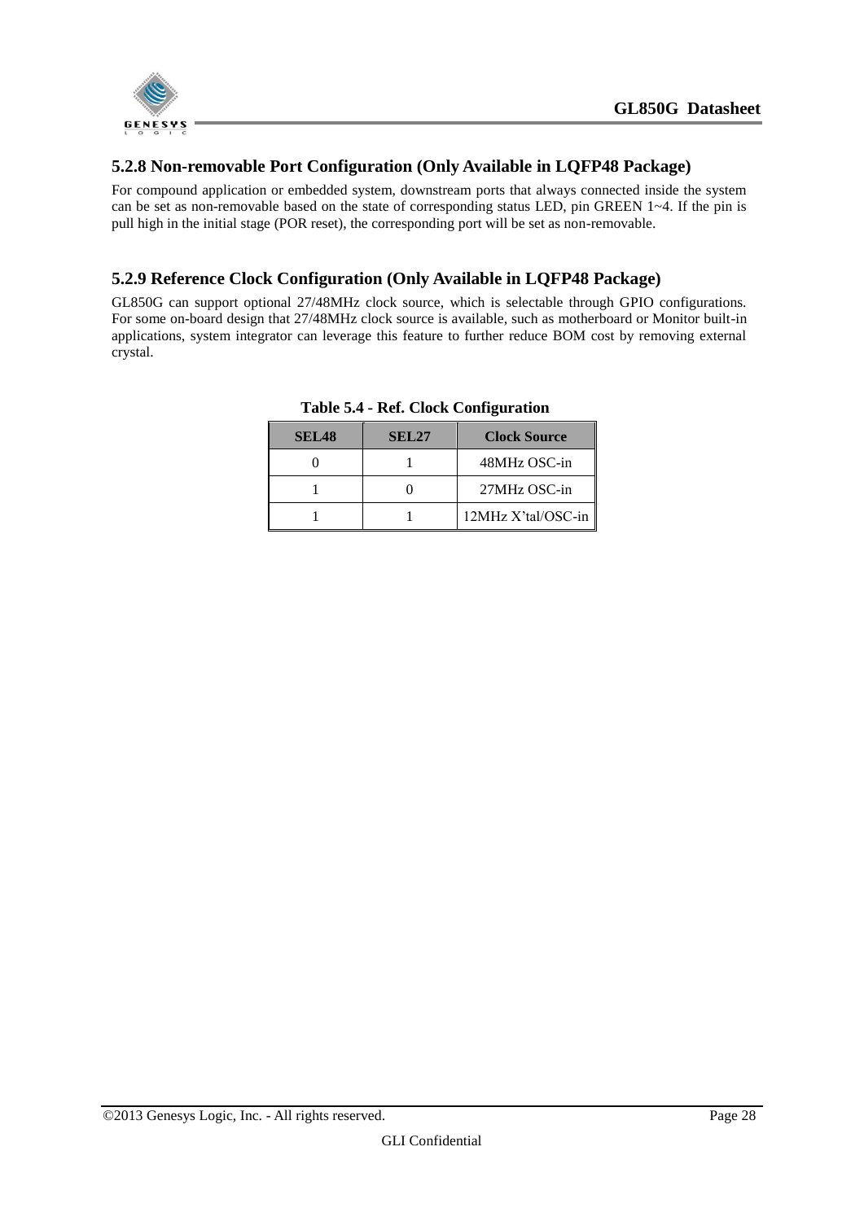### 5.2.8 Non-removable Port Configuration (Only Available in LQFP48 Package)

For compound application or embedded system, downstream ports that always connected inside the system can be set as non-removable based on the state of corresponding status LED, pin GREEN 1~4. If the pin is pull high in the initial stage (POR reset), the corresponding port will be set as non-removable.

### 5.2.9 Reference Clock Configuration (Only Available in LQFP48 Package)

GL850G can support optional 27/48MHz clock source, which is selectable through GPIO configurations. For some on-board design that 27/48MHz clock source is available, such as motherboard or Monitor built-in applications, system integrator can leverage this feature to further reduce BOM cost by removing external crystal.

**Table 5.4 - Ref. Clock Configuration**

| SEL48 | SEL27 | Clock Source |
|---|---|---|
| 0 | 1 | 48MHz OSC-in |
| 1 | 0 | 27MHz OSC-in |
| 1 | 1 | 12MHz X'tal/OSC-in |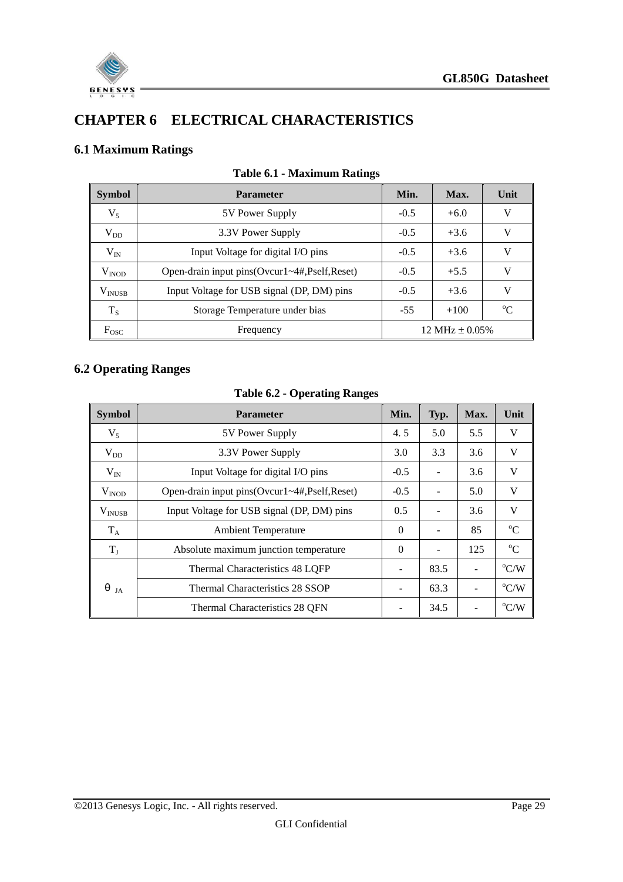# CHAPTER 6　ELECTRICAL CHARACTERISTICS

## 6.1 Maximum Ratings

**Table 6.1 - Maximum Ratings**

| Symbol | Parameter | Min. | Max. | Unit |
|---|---|---|---|---|
| $V_5$ | 5V Power Supply | -0.5 | +6.0 | V |
| $V_{DD}$ | 3.3V Power Supply | -0.5 | +3.6 | V |
| $V_{IN}$ | Input Voltage for digital I/O pins | -0.5 | +3.6 | V |
| $V_{INOD}$ | Open-drain input pins(Ovcur1~4#,Pself,Reset) | -0.5 | +5.5 | V |
| $V_{INUSB}$ | Input Voltage for USB signal (DP, DM) pins | -0.5 | +3.6 | V |
| $T_S$ | Storage Temperature under bias | -55 | +100 | $^oC$ |
| $F_{OSC}$ | Frequency | 12 MHz ± 0.05% | | |

## 6.2 Operating Ranges

**Table 6.2 - Operating Ranges**

| Symbol | Parameter | Min. | Typ. | Max. | Unit |
|---|---|---|---|---|---|
| $V_5$ | 5V Power Supply | 4. 5 | 5.0 | 5.5 | V |
| $V_{DD}$ | 3.3V Power Supply | 3.0 | 3.3 | 3.6 | V |
| $V_{IN}$ | Input Voltage for digital I/O pins | -0.5 | - | 3.6 | V |
| $V_{INOD}$ | Open-drain input pins(Ovcur1~4#,Pself,Reset) | -0.5 | - | 5.0 | V |
| $V_{INUSB}$ | Input Voltage for USB signal (DP, DM) pins | 0.5 | - | 3.6 | V |
| $T_A$ | Ambient Temperature | 0 | - | 85 | $^oC$ |
| $T_J$ | Absolute maximum junction temperature | 0 | - | 125 | $^oC$ |
| $\theta_{JA}$ | Thermal Characteristics 48 LQFP | - | 83.5 | - | $^oC/W$ |
| | Thermal Characteristics 28 SSOP | - | 63.3 | - | $^oC/W$ |
| | Thermal Characteristics 28 QFN | - | 34.5 | - | $^oC/W$ |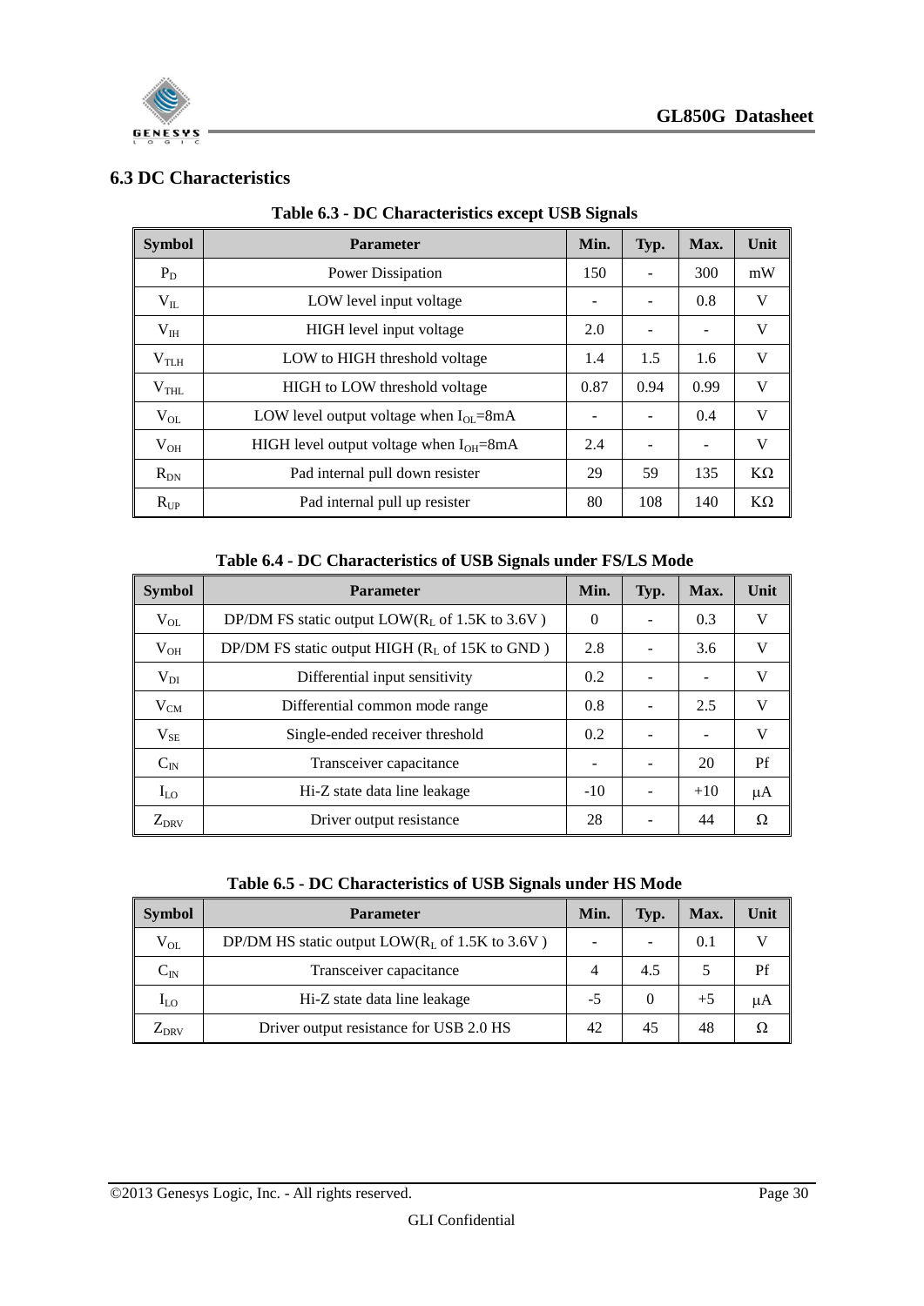### 6.3 DC Characteristics

**Table 6.3 - DC Characteristics except USB Signals**

| Symbol | Parameter | Min. | Typ. | Max. | Unit |
|---|---|---|---|---|---|
| $P_D$ | Power Dissipation | 150 | - | 300 | mW |
| $V_{IL}$ | LOW level input voltage | - | - | 0.8 | V |
| $V_{IH}$ | HIGH level input voltage | 2.0 | - | - | V |
| $V_{TLH}$ | LOW to HIGH threshold voltage | 1.4 | 1.5 | 1.6 | V |
| $V_{THL}$ | HIGH to LOW threshold voltage | 0.87 | 0.94 | 0.99 | V |
| $V_{OL}$ | LOW level output voltage when $I_{OL}$=8mA | - | - | 0.4 | V |
| $V_{OH}$ | HIGH level output voltage when $I_{OH}$=8mA | 2.4 | - | - | V |
| $R_{DN}$ | Pad internal pull down resister | 29 | 59 | 135 | KΩ |
| $R_{UP}$ | Pad internal pull up resister | 80 | 108 | 140 | KΩ |

**Table 6.4 - DC Characteristics of USB Signals under FS/LS Mode**

| Symbol | Parameter | Min. | Typ. | Max. | Unit |
|---|---|---|---|---|---|
| $V_{OL}$ | DP/DM FS static output LOW($R_L$ of 1.5K to 3.6V ) | 0 | - | 0.3 | V |
| $V_{OH}$ | DP/DM FS static output HIGH ($R_L$ of 15K to GND ) | 2.8 | - | 3.6 | V |
| $V_{DI}$ | Differential input sensitivity | 0.2 | - | - | V |
| $V_{CM}$ | Differential common mode range | 0.8 | - | 2.5 | V |
| $V_{SE}$ | Single-ended receiver threshold | 0.2 | - | - | V |
| $C_{IN}$ | Transceiver capacitance | - | - | 20 | Pf |
| $I_{LO}$ | Hi-Z state data line leakage | -10 | - | +10 | μA |
| $Z_{DRV}$ | Driver output resistance | 28 | - | 44 | Ω |

**Table 6.5 - DC Characteristics of USB Signals under HS Mode**

| Symbol | Parameter | Min. | Typ. | Max. | Unit |
|---|---|---|---|---|---|
| $V_{OL}$ | DP/DM HS static output LOW($R_L$ of 1.5K to 3.6V ) | - | - | 0.1 | V |
| $C_{IN}$ | Transceiver capacitance | 4 | 4.5 | 5 | Pf |
| $I_{LO}$ | Hi-Z state data line leakage | -5 | 0 | +5 | μA |
| $Z_{DRV}$ | Driver output resistance for USB 2.0 HS | 42 | 45 | 48 | Ω |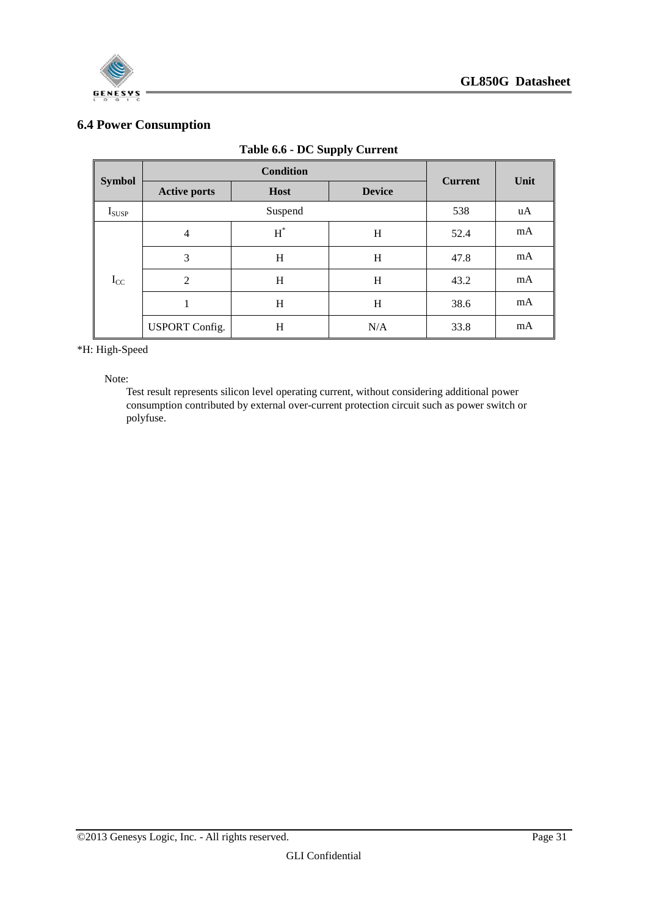### 6.4 Power Consumption

**Table 6.6 - DC Supply Current**

| Symbol | Condition | | | Current | Unit |
|---|---|---|---|---|---|
| | Active ports | Host | Device | | |
| $I_{SUSP}$ | Suspend | | | 538 | uA |
| $I_{CC}$ | 4 | H* | H | 52.4 | mA |
| | 3 | H | H | 47.8 | mA |
| | 2 | H | H | 43.2 | mA |
| | 1 | H | H | 38.6 | mA |
| | USPORT Config. | H | N/A | 33.8 | mA |

*H: High-Speed

Note:

Test result represents silicon level operating current, without considering additional power consumption contributed by external over-current protection circuit such as power switch or polyfuse.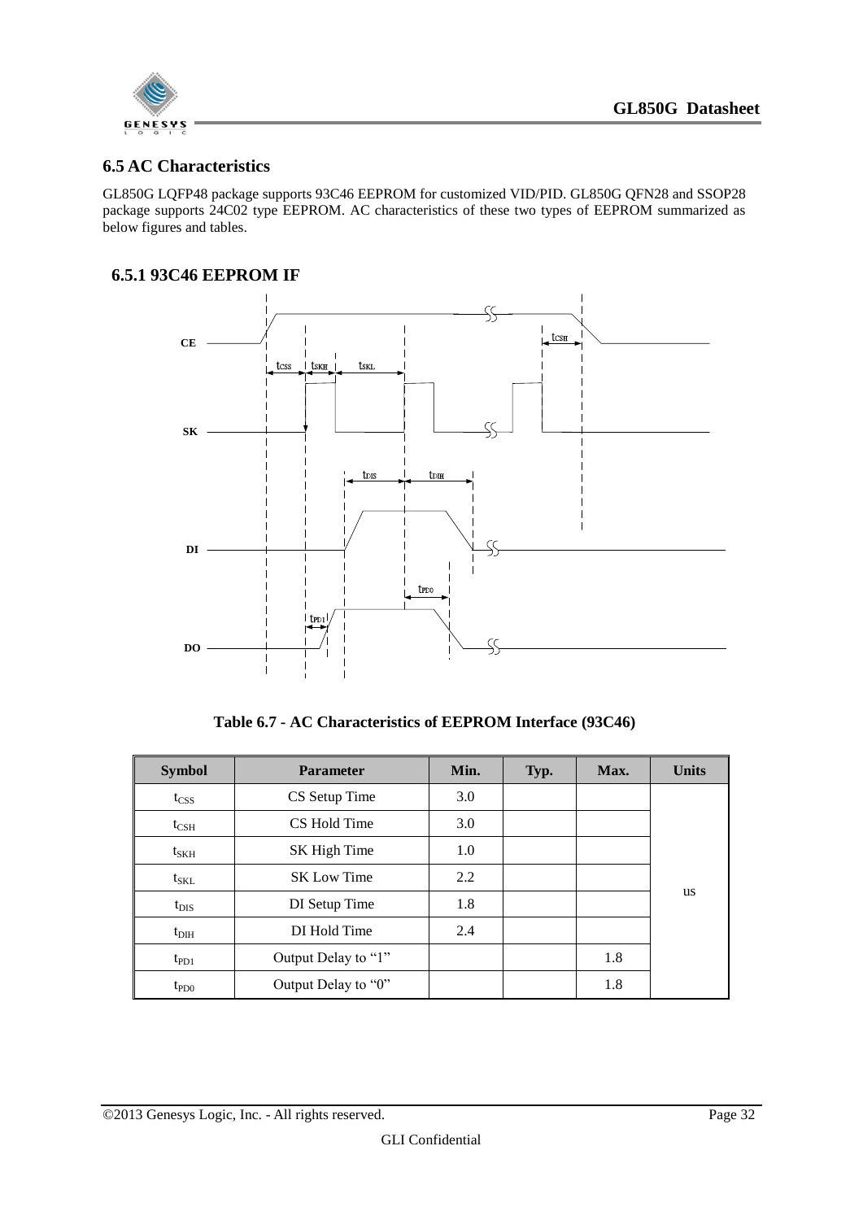## 6.5 AC Characteristics

GL850G LQFP48 package supports 93C46 EEPROM for customized VID/PID. GL850G QFN28 and SSOP28 package supports 24C02 type EEPROM. AC characteristics of these two types of EEPROM summarized as below figures and tables.

### 6.5.1 93C46 EEPROM IF

**Table 6.7 - AC Characteristics of EEPROM Interface (93C46)**

| Symbol | Parameter | Min. | Typ. | Max. | Units |
|---|---|---|---|---|---|
| $t_{CSS}$ | CS Setup Time | 3.0 | | | us |
| $t_{CSH}$ | CS Hold Time | 3.0 | | | us |
| $t_{SKH}$ | SK High Time | 1.0 | | | us |
| $t_{SKL}$ | SK Low Time | 2.2 | | | us |
| $t_{DIS}$ | DI Setup Time | 1.8 | | | us |
| $t_{DIH}$ | DI Hold Time | 2.4 | | | us |
| $t_{PD1}$ | Output Delay to "1" | | | 1.8 | us |
| $t_{PD0}$ | Output Delay to "0" | | | 1.8 | us |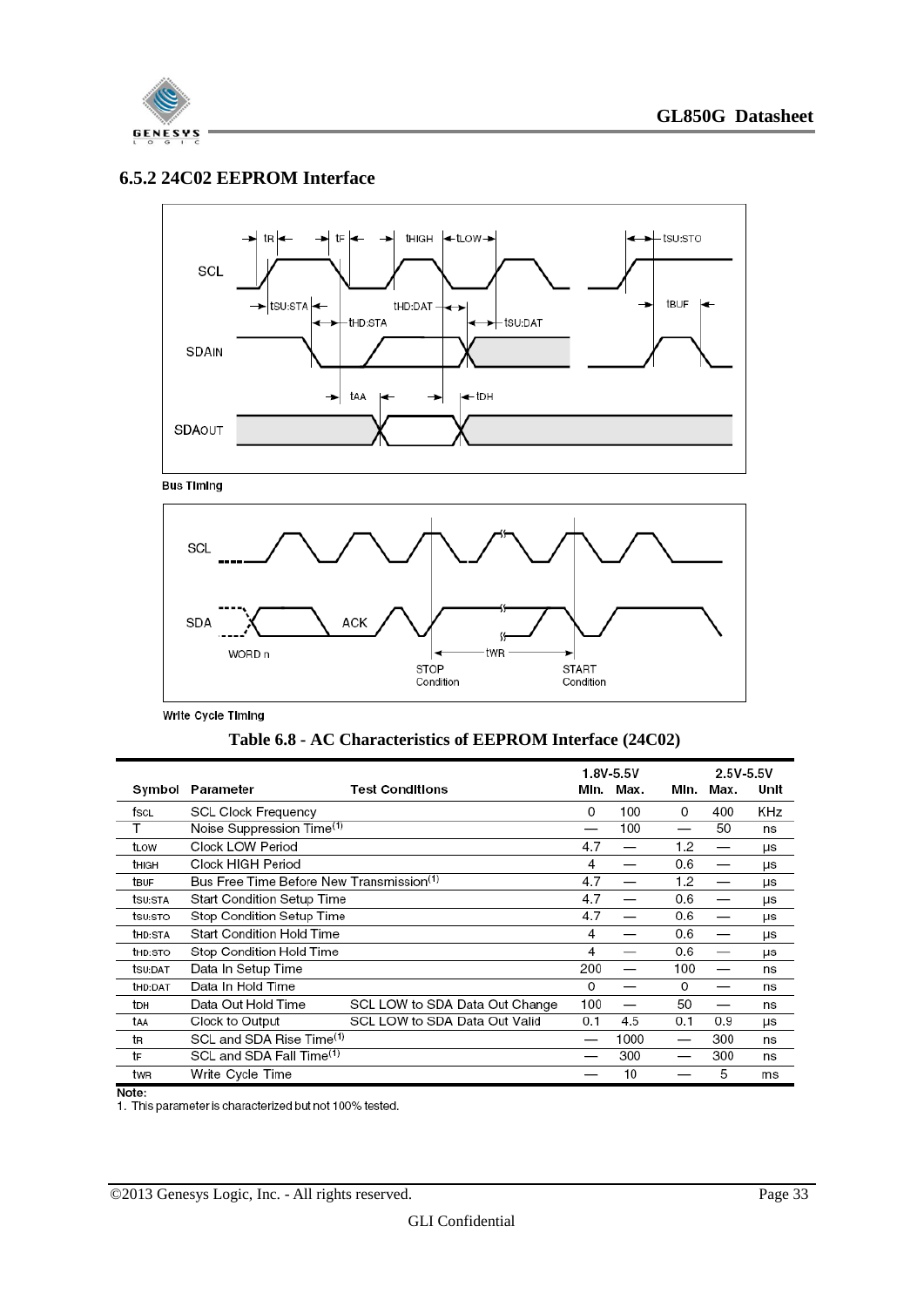### 6.5.2 24C02 EEPROM Interface

Bus Timing

Write Cycle Timing

**Table 6.8 - AC Characteristics of EEPROM Interface (24C02)**

| Symbol | Parameter | Test Conditions | 1.8V-5.5V Min. | 1.8V-5.5V Max. | 2.5V-5.5V Min. | 2.5V-5.5V Max. | Unit |
|---|---|---|---|---|---|---|---|
| $f_{SCL}$ | SCL Clock Frequency | | 0 | 100 | 0 | 400 | KHz |
| T | Noise Suppression Time(1) | | — | 100 | — | 50 | ns |
| $t_{LOW}$ | Clock LOW Period | | 4.7 | — | 1.2 | — | µs |
| $t_{HIGH}$ | Clock HIGH Period | | 4 | — | 0.6 | — | µs |
| $t_{BUF}$ | Bus Free Time Before New Transmission(1) | | 4.7 | — | 1.2 | — | µs |
| $t_{SU:STA}$ | Start Condition Setup Time | | 4.7 | — | 0.6 | — | µs |
| $t_{SU:STO}$ | Stop Condition Setup Time | | 4.7 | — | 0.6 | — | µs |
| $t_{HD:STA}$ | Start Condition Hold Time | | 4 | — | 0.6 | — | µs |
| $t_{HD:STO}$ | Stop Condition Hold Time | | 4 | — | 0.6 | — | µs |
| $t_{SU:DAT}$ | Data In Setup Time | | 200 | — | 100 | — | ns |
| $t_{HD:DAT}$ | Data In Hold Time | | 0 | — | 0 | — | ns |
| $t_{DH}$ | Data Out Hold Time | SCL LOW to SDA Data Out Change | 100 | — | 50 | — | ns |
| $t_{AA}$ | Clock to Output | SCL LOW to SDA Data Out Valid | 0.1 | 4.5 | 0.1 | 0.9 | µs |
| $t_R$ | SCL and SDA Rise Time(1) | | — | 1000 | — | 300 | ns |
| $t_F$ | SCL and SDA Fall Time(1) | | — | 300 | — | 300 | ns |
| $t_{WR}$ | Write Cycle Time | | — | 10 | — | 5 | ms |

Note:
1. This parameter is characterized but not 100% tested.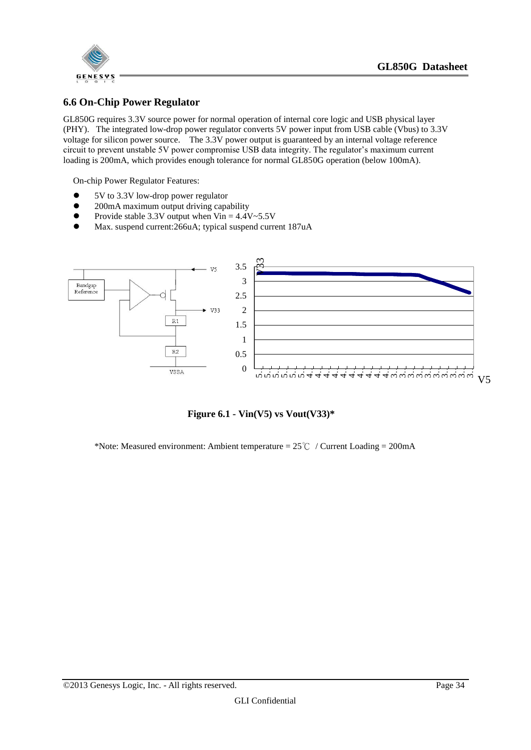## 6.6 On-Chip Power Regulator

GL850G requires 3.3V source power for normal operation of internal core logic and USB physical layer (PHY). The integrated low-drop power regulator converts 5V power input from USB cable (Vbus) to 3.3V voltage for silicon power source. The 3.3V power output is guaranteed by an internal voltage reference circuit to prevent unstable 5V power compromise USB data integrity. The regulator's maximum current loading is 200mA, which provides enough tolerance for normal GL850G operation (below 100mA).

On-chip Power Regulator Features:

- 5V to 3.3V low-drop power regulator
- 200mA maximum output driving capability
- Provide stable 3.3V output when Vin = 4.4V~5.5V
- Max. suspend current:266uA; typical suspend current 187uA

**Figure 6.1 - Vin(V5) vs Vout(V33)***

*Note: Measured environment: Ambient temperature = 25℃ / Current Loading = 200mA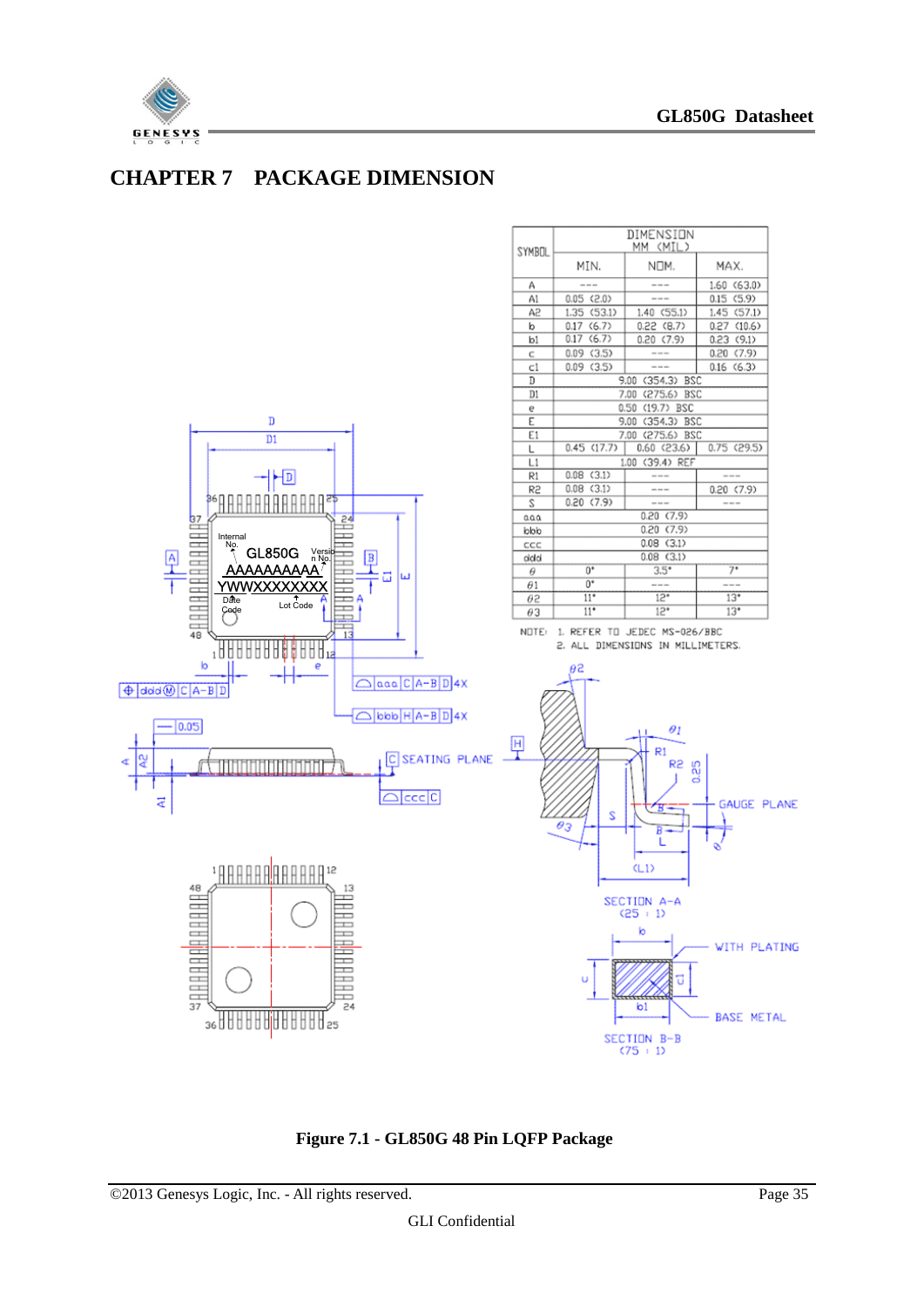# CHAPTER 7 PACKAGE DIMENSION

| SYMBOL | DIMENSION MM (MIL) | | |
|---|---|---|---|
| | MIN. | NOM. | MAX. |
| A | --- | --- | 1.60 (63.0) |
| A1 | 0.05 (2.0) | --- | 0.15 (5.9) |
| A2 | 1.35 (53.1) | 1.40 (55.1) | 1.45 (57.1) |
| b | 0.17 (6.7) | 0.22 (8.7) | 0.27 (10.6) |
| b1 | 0.17 (6.7) | 0.20 (7.9) | 0.23 (9.1) |
| c | 0.09 (3.5) | --- | 0.20 (7.9) |
| c1 | 0.09 (3.5) | --- | 0.16 (6.3) |
| D | 9.00 (354.3) BSC | | |
| D1 | 7.00 (275.6) BSC | | |
| e | 0.50 (19.7) BSC | | |
| E | 9.00 (354.3) BSC | | |
| E1 | 7.00 (275.6) BSC | | |
| L | 0.45 (17.7) | 0.60 (23.6) | 0.75 (29.5) |
| L1 | 1.00 (39.4) REF | | |
| R1 | 0.08 (3.1) | --- | --- |
| R2 | 0.08 (3.1) | --- | 0.20 (7.9) |
| S | 0.20 (7.9) | --- | --- |
| aaa | 0.20 (7.9) | | |
| bbb | 0.20 (7.9) | | |
| ccc | 0.08 (3.1) | | |
| ddd | 0.08 (3.1) | | |
| θ | 0° | 3.5° | 7° |
| θ1 | 0° | --- | --- |
| θ2 | 11° | 12° | 13° |
| θ3 | 11° | 12° | 13° |

NOTE: 1. REFER TO JEDEC MS-026/BBC
2. ALL DIMENSIONS IN MILLIMETERS.

Figure 7.1 - GL850G 48 Pin LQFP Package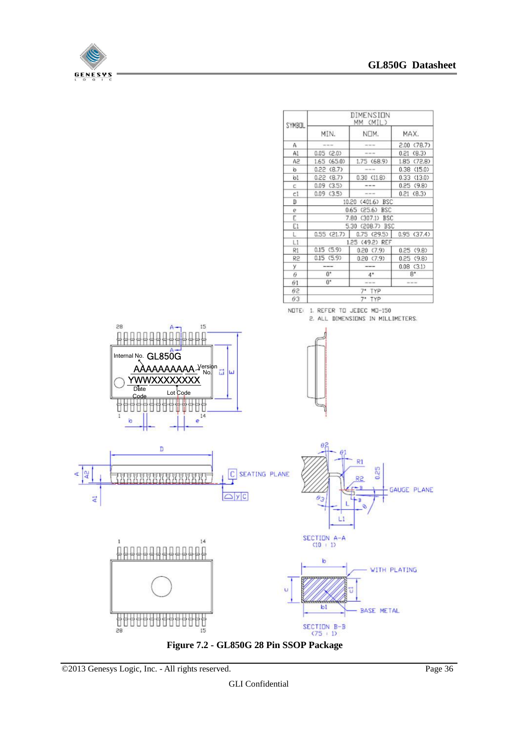| SYMBOL | DIMENSION MM (MIL) | | |
|---|---|---|---|
| | MIN. | NOM. | MAX. |
| A | --- | --- | 2.00 (78.7) |
| A1 | 0.05 (2.0) | --- | 0.21 (8.3) |
| A2 | 1.65 (65.0) | 1.75 (68.9) | 1.85 (72.8) |
| b | 0.22 (8.7) | --- | 0.38 (15.0) |
| b1 | 0.22 (8.7) | 0.30 (11.8) | 0.33 (13.0) |
| c | 0.09 (3.5) | --- | 0.25 (9.8) |
| c1 | 0.09 (3.5) | --- | 0.21 (8.3) |
| D | 10.20 (401.6) BSC | | |
| e | 0.65 (25.6) BSC | | |
| E | 7.80 (307.1) BSC | | |
| E1 | 5.30 (208.7) BSC | | |
| L | 0.55 (21.7) | 0.75 (29.5) | 0.95 (37.4) |
| L1 | 1.25 (49.2) REF | | |
| R1 | 0.15 (5.9) | 0.20 (7.9) | 0.25 (9.8) |
| R2 | 0.15 (5.9) | 0.20 (7.9) | 0.25 (9.8) |
| y | --- | --- | 0.08 (3.1) |
| θ | 0° | 4° | 8° |
| θ1 | 0° | --- | --- |
| θ2 | 7° TYP | | |
| θ3 | 7° TYP | | |

NOTE: 1. REFER TO JEDEC MO-150
2. ALL DIMENSIONS IN MILLIMETERS.

Figure 7.2 - GL850G 28 Pin SSOP Package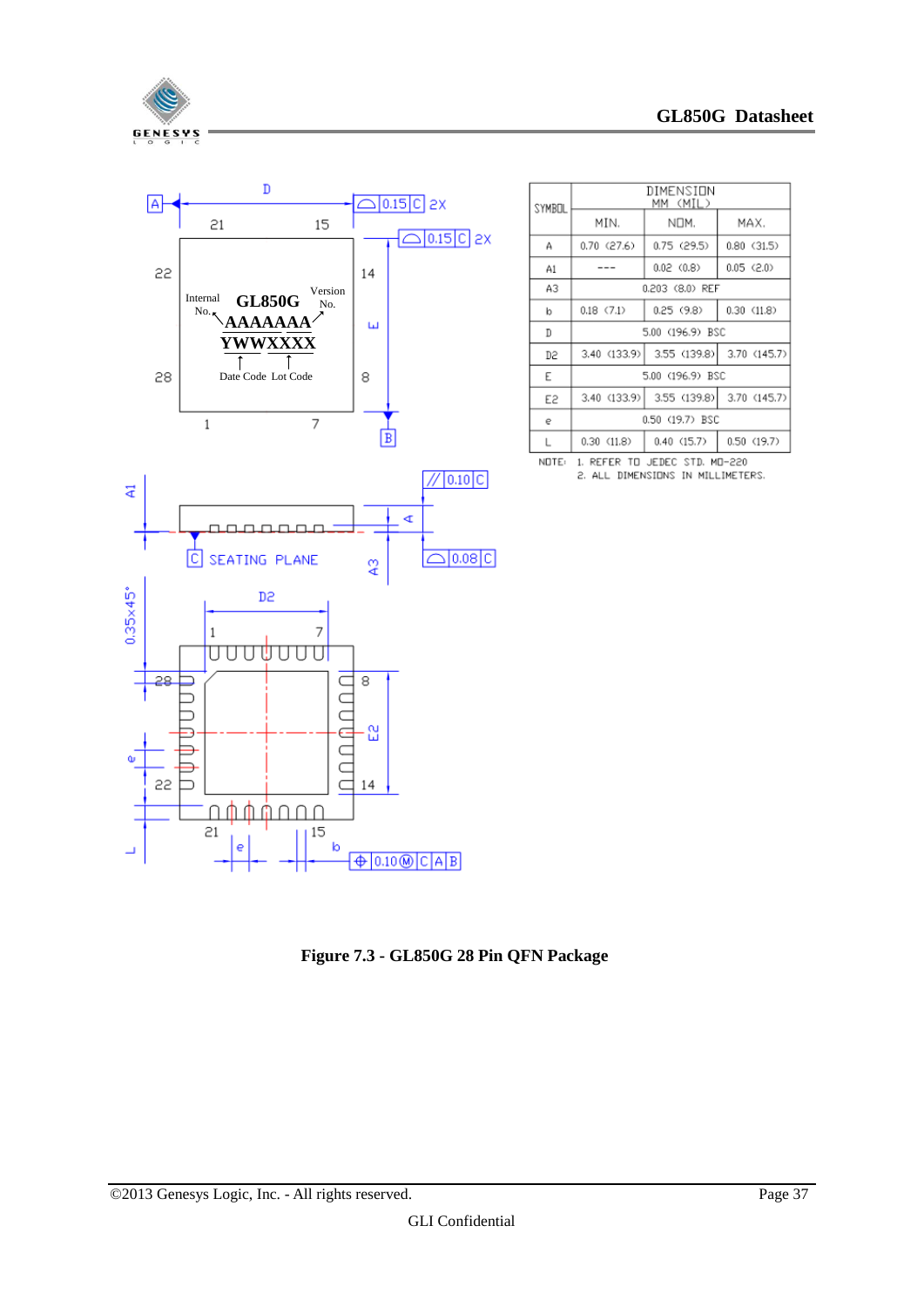| SYMBOL | DIMENSION MM (MIL) | | |
|---|---|---|---|
| | MIN. | NOM. | MAX. |
| A | 0.70 (27.6) | 0.75 (29.5) | 0.80 (31.5) |
| A1 | --- | 0.02 (0.8) | 0.05 (2.0) |
| A3 | 0.203 (8.0) REF | | |
| b | 0.18 (7.1) | 0.25 (9.8) | 0.30 (11.8) |
| D | 5.00 (196.9) BSC | | |
| D2 | 3.40 (133.9) | 3.55 (139.8) | 3.70 (145.7) |
| E | 5.00 (196.9) BSC | | |
| E2 | 3.40 (133.9) | 3.55 (139.8) | 3.70 (145.7) |
| e | 0.50 (19.7) BSC | | |
| L | 0.30 (11.8) | 0.40 (15.7) | 0.50 (19.7) |

NOTE: 1. REFER TO JEDEC STD. MO-220
2. ALL DIMENSIONS IN MILLIMETERS.

**Figure 7.3 - GL850G 28 Pin QFN Package**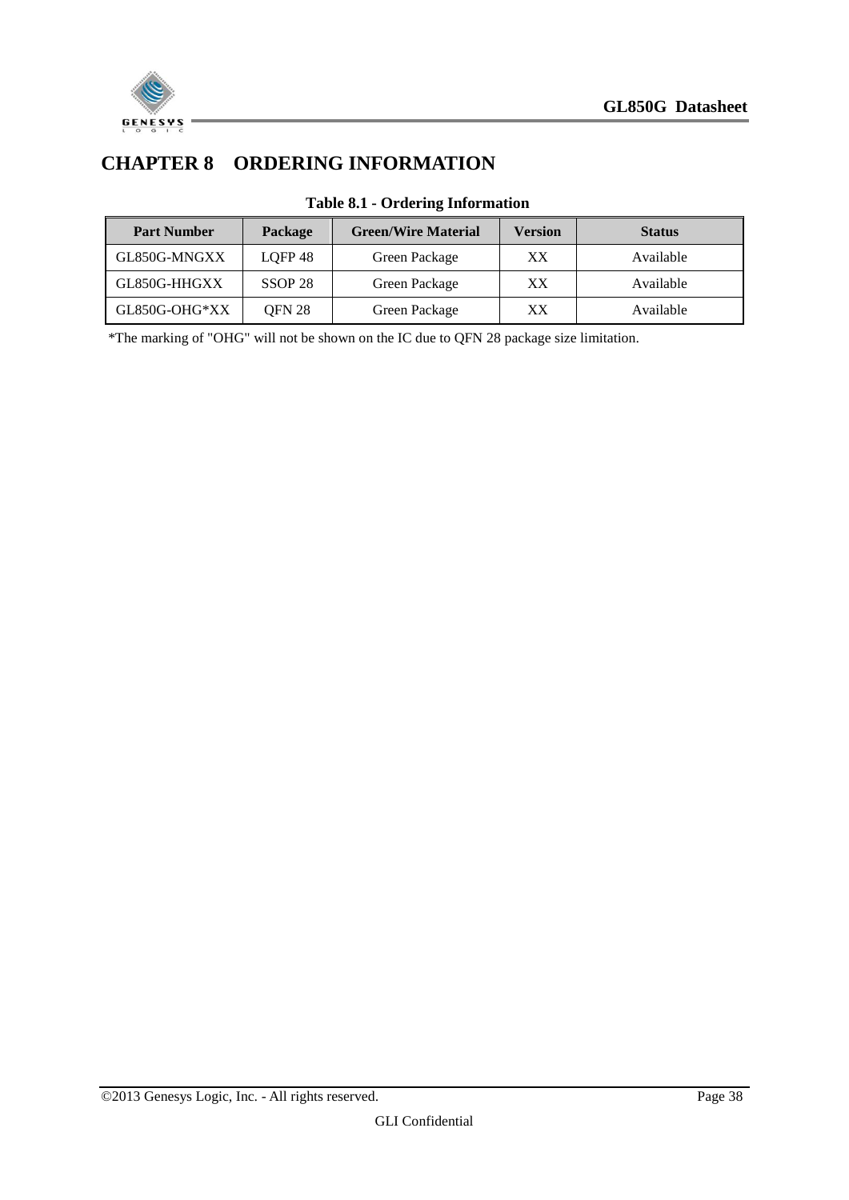# CHAPTER 8 ORDERING INFORMATION

**Table 8.1 - Ordering Information**

| Part Number | Package | Green/Wire Material | Version | Status |
|---|---|---|---|---|
| GL850G-MNGXX | LQFP 48 | Green Package | XX | Available |
| GL850G-HHGXX | SSOP 28 | Green Package | XX | Available |
| GL850G-OHG*XX | QFN 28 | Green Package | XX | Available |

*The marking of "OHG" will not be shown on the IC due to QFN 28 package size limitation.